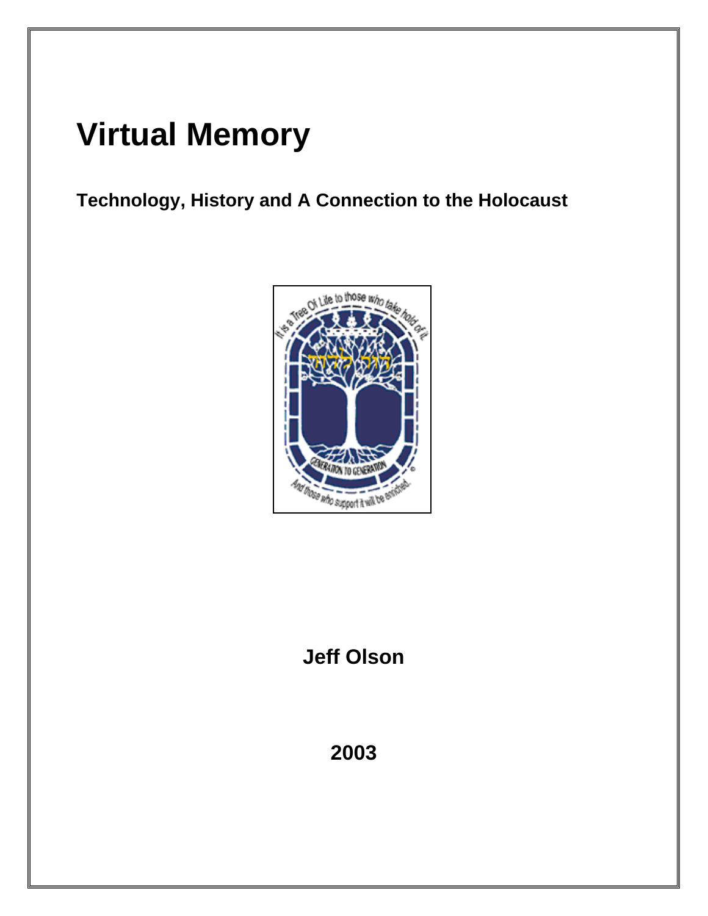# Virtual Memory

## Technology, History and A Connection to the Holocaust

**Jeff Olson**

**2003**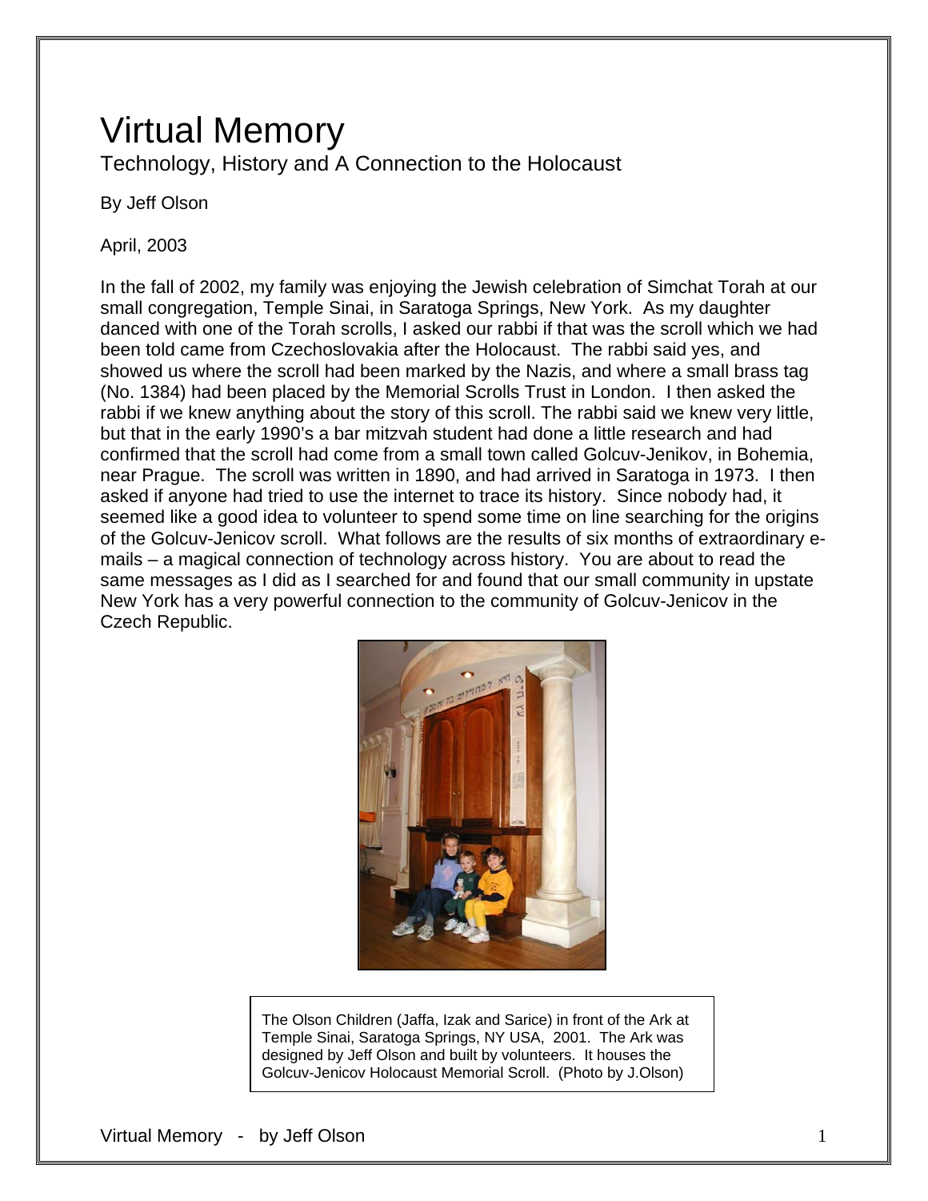# Virtual Memory

Technology, History and A Connection to the Holocaust

By Jeff Olson

April, 2003

In the fall of 2002, my family was enjoying the Jewish celebration of Simchat Torah at our small congregation, Temple Sinai, in Saratoga Springs, New York. As my daughter danced with one of the Torah scrolls, I asked our rabbi if that was the scroll which we had been told came from Czechoslovakia after the Holocaust. The rabbi said yes, and showed us where the scroll had been marked by the Nazis, and where a small brass tag (No. 1384) had been placed by the Memorial Scrolls Trust in London. I then asked the rabbi if we knew anything about the story of this scroll. The rabbi said we knew very little, but that in the early 1990's a bar mitzvah student had done a little research and had confirmed that the scroll had come from a small town called Golcuv-Jenikov, in Bohemia, near Prague. The scroll was written in 1890, and had arrived in Saratoga in 1973. I then asked if anyone had tried to use the internet to trace its history. Since nobody had, it seemed like a good idea to volunteer to spend some time on line searching for the origins of the Golcuv-Jenicov scroll. What follows are the results of six months of extraordinary e-mails – a magical connection of technology across history. You are about to read the same messages as I did as I searched for and found that our small community in upstate New York has a very powerful connection to the community of Golcuv-Jenicov in the Czech Republic.

The Olson Children (Jaffa, Izak and Sarice) in front of the Ark at Temple Sinai, Saratoga Springs, NY USA, 2001. The Ark was designed by Jeff Olson and built by volunteers. It houses the Golcuv-Jenicov Holocaust Memorial Scroll. (Photo by J.Olson)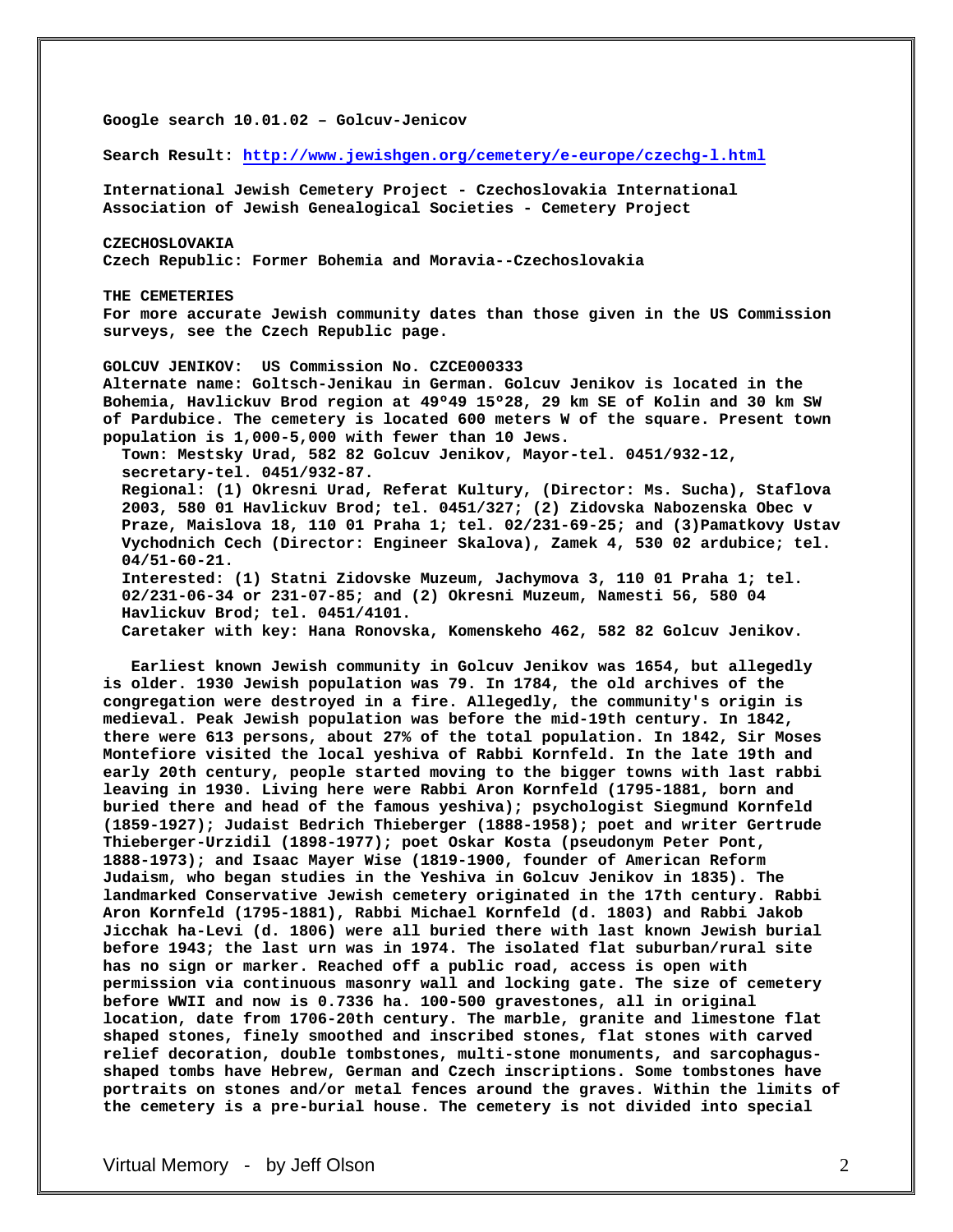**Google search 10.01.02 – Golcuv-Jenicov**

**Search Result: [http://www.jewishgen.org/cemetery/e-europe/czechg-l.html](http://www.jewishgen.org/cemetery/e-europe/czechg-l.html)**

**International Jewish Cemetery Project - Czechoslovakia International Association of Jewish Genealogical Societies - Cemetery Project**

**CZECHOSLOVAKIA**
**Czech Republic: Former Bohemia and Moravia--Czechoslovakia**

**THE CEMETERIES**
**For more accurate Jewish community dates than those given in the US Commission surveys, see the Czech Republic page.**

**GOLCUV JENIKOV: US Commission No. CZCE000333**
**Alternate name: Goltsch-Jenikau in German. Golcuv Jenikov is located in the Bohemia, Havlickuv Brod region at 49º49 15º28, 29 km SE of Kolin and 30 km SW of Pardubice. The cemetery is located 600 meters W of the square. Present town population is 1,000-5,000 with fewer than 10 Jews.**

**Town: Mestsky Urad, 582 82 Golcuv Jenikov, Mayor-tel. 0451/932-12, secretary-tel. 0451/932-87.**
**Regional: (1) Okresni Urad, Referat Kultury, (Director: Ms. Sucha), Staflova 2003, 580 01 Havlickuv Brod; tel. 0451/327; (2) Zidovska Nabozenska Obec v Praze, Maislova 18, 110 01 Praha 1; tel. 02/231-69-25; and (3)Pamatkovy Ustav Vychodnich Cech (Director: Engineer Skalova), Zamek 4, 530 02 ardubice; tel. 04/51-60-21.**
**Interested: (1) Statni Zidovske Muzeum, Jachymova 3, 110 01 Praha 1; tel. 02/231-06-34 or 231-07-85; and (2) Okresni Muzeum, Namesti 56, 580 04 Havlickuv Brod; tel. 0451/4101.**
**Caretaker with key: Hana Ronovska, Komenskeho 462, 582 82 Golcuv Jenikov.**

**Earliest known Jewish community in Golcuv Jenikov was 1654, but allegedly is older. 1930 Jewish population was 79. In 1784, the old archives of the congregation were destroyed in a fire. Allegedly, the community's origin is medieval. Peak Jewish population was before the mid-19th century. In 1842, there were 613 persons, about 27% of the total population. In 1842, Sir Moses Montefiore visited the local yeshiva of Rabbi Kornfeld. In the late 19th and early 20th century, people started moving to the bigger towns with last rabbi leaving in 1930. Living here were Rabbi Aron Kornfeld (1795-1881, born and buried there and head of the famous yeshiva); psychologist Siegmund Kornfeld (1859-1927); Judaist Bedrich Thieberger (1888-1958); poet and writer Gertrude Thieberger-Urzidil (1898-1977); poet Oskar Kosta (pseudonym Peter Pont, 1888-1973); and Isaac Mayer Wise (1819-1900, founder of American Reform Judaism, who began studies in the Yeshiva in Golcuv Jenikov in 1835). The landmarked Conservative Jewish cemetery originated in the 17th century. Rabbi Aron Kornfeld (1795-1881), Rabbi Michael Kornfeld (d. 1803) and Rabbi Jakob Jicchak ha-Levi (d. 1806) were all buried there with last known Jewish burial before 1943; the last urn was in 1974. The isolated flat suburban/rural site has no sign or marker. Reached off a public road, access is open with permission via continuous masonry wall and locking gate. The size of cemetery before WWII and now is 0.7336 ha. 100-500 gravestones, all in original location, date from 1706-20th century. The marble, granite and limestone flat shaped stones, finely smoothed and inscribed stones, flat stones with carved relief decoration, double tombstones, multi-stone monuments, and sarcophagus-shaped tombs have Hebrew, German and Czech inscriptions. Some tombstones have portraits on stones and/or metal fences around the graves. Within the limits of the cemetery is a pre-burial house. The cemetery is not divided into special**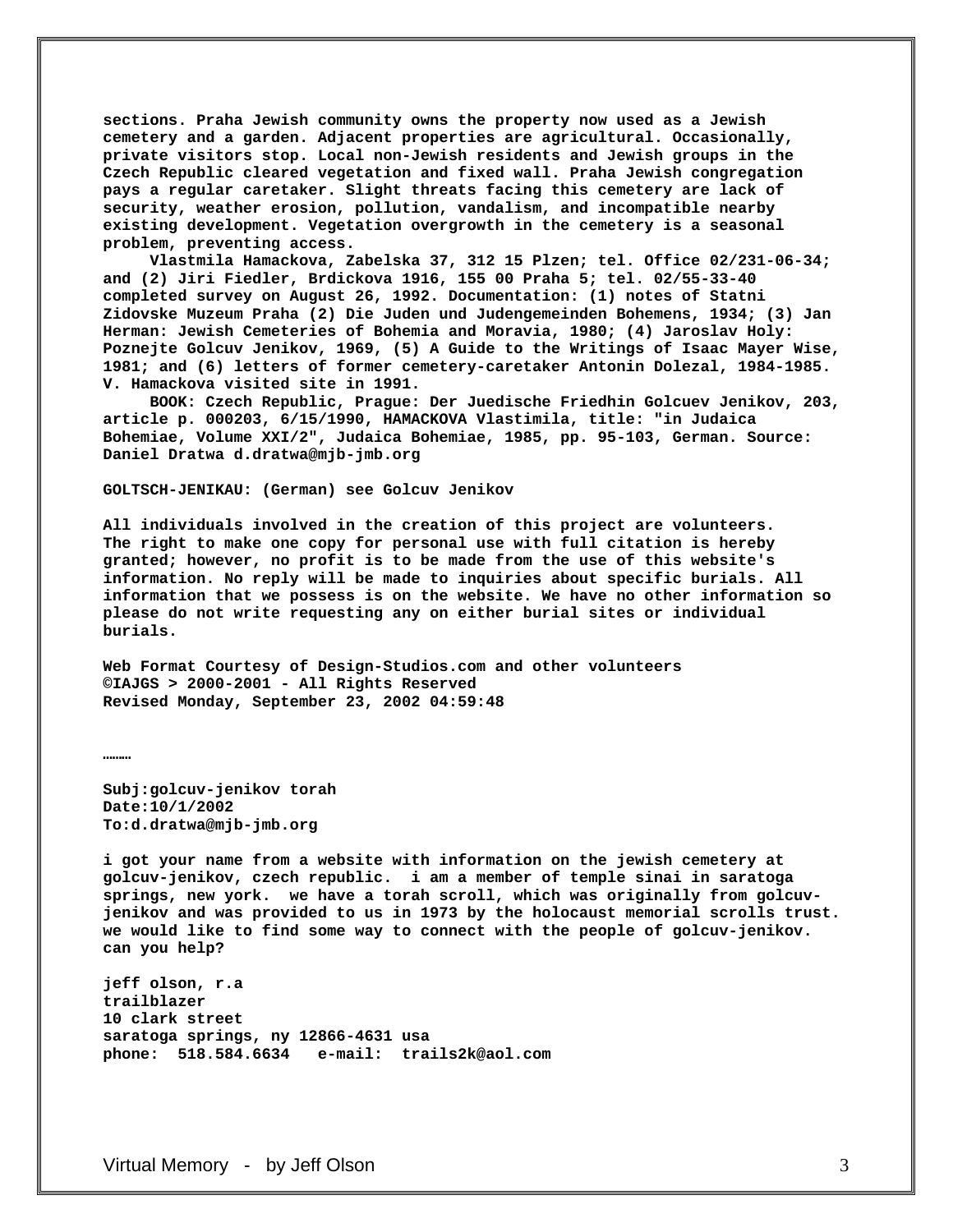**sections. Praha Jewish community owns the property now used as a Jewish cemetery and a garden. Adjacent properties are agricultural. Occasionally, private visitors stop. Local non-Jewish residents and Jewish groups in the Czech Republic cleared vegetation and fixed wall. Praha Jewish congregation pays a regular caretaker. Slight threats facing this cemetery are lack of security, weather erosion, pollution, vandalism, and incompatible nearby existing development. Vegetation overgrowth in the cemetery is a seasonal problem, preventing access.**

**Vlastmila Hamackova, Zabelska 37, 312 15 Plzen; tel. Office 02/231-06-34; and (2) Jiri Fiedler, Brdickova 1916, 155 00 Praha 5; tel. 02/55-33-40 completed survey on August 26, 1992. Documentation: (1) notes of Statni Zidovske Muzeum Praha (2) Die Juden und Judengemeinden Bohemens, 1934; (3) Jan Herman: Jewish Cemeteries of Bohemia and Moravia, 1980; (4) Jaroslav Holy: Poznejte Golcuv Jenikov, 1969, (5) A Guide to the Writings of Isaac Mayer Wise, 1981; and (6) letters of former cemetery-caretaker Antonin Dolezal, 1984-1985. V. Hamackova visited site in 1991.**

**BOOK: Czech Republic, Prague: Der Juedische Friedhin Golcuev Jenikov, 203, article p. 000203, 6/15/1990, HAMACKOVA Vlastimila, title: "in Judaica Bohemiae, Volume XXI/2", Judaica Bohemiae, 1985, pp. 95-103, German. Source: Daniel Dratwa d.dratwa@mjb-jmb.org**

**GOLTSCH-JENIKAU: (German) see Golcuv Jenikov**

**All individuals involved in the creation of this project are volunteers. The right to make one copy for personal use with full citation is hereby granted; however, no profit is to be made from the use of this website's information. No reply will be made to inquiries about specific burials. All information that we possess is on the website. We have no other information so please do not write requesting any on either burial sites or individual burials.**

**Web Format Courtesy of Design-Studios.com and other volunteers**
**©IAJGS > 2000-2001 - All Rights Reserved**
**Revised Monday, September 23, 2002 04:59:48**

**………**

**Subj:golcuv-jenikov torah**
**Date:10/1/2002**
**To:d.dratwa@mjb-jmb.org**

**i got your name from a website with information on the jewish cemetery at golcuv-jenikov, czech republic. i am a member of temple sinai in saratoga springs, new york. we have a torah scroll, which was originally from golcuv-jenikov and was provided to us in 1973 by the holocaust memorial scrolls trust. we would like to find some way to connect with the people of golcuv-jenikov. can you help?**

**jeff olson, r.a**
**trailblazer**
**10 clark street**
**saratoga springs, ny 12866-4631 usa**
**phone: 518.584.6634 e-mail: trails2k@aol.com**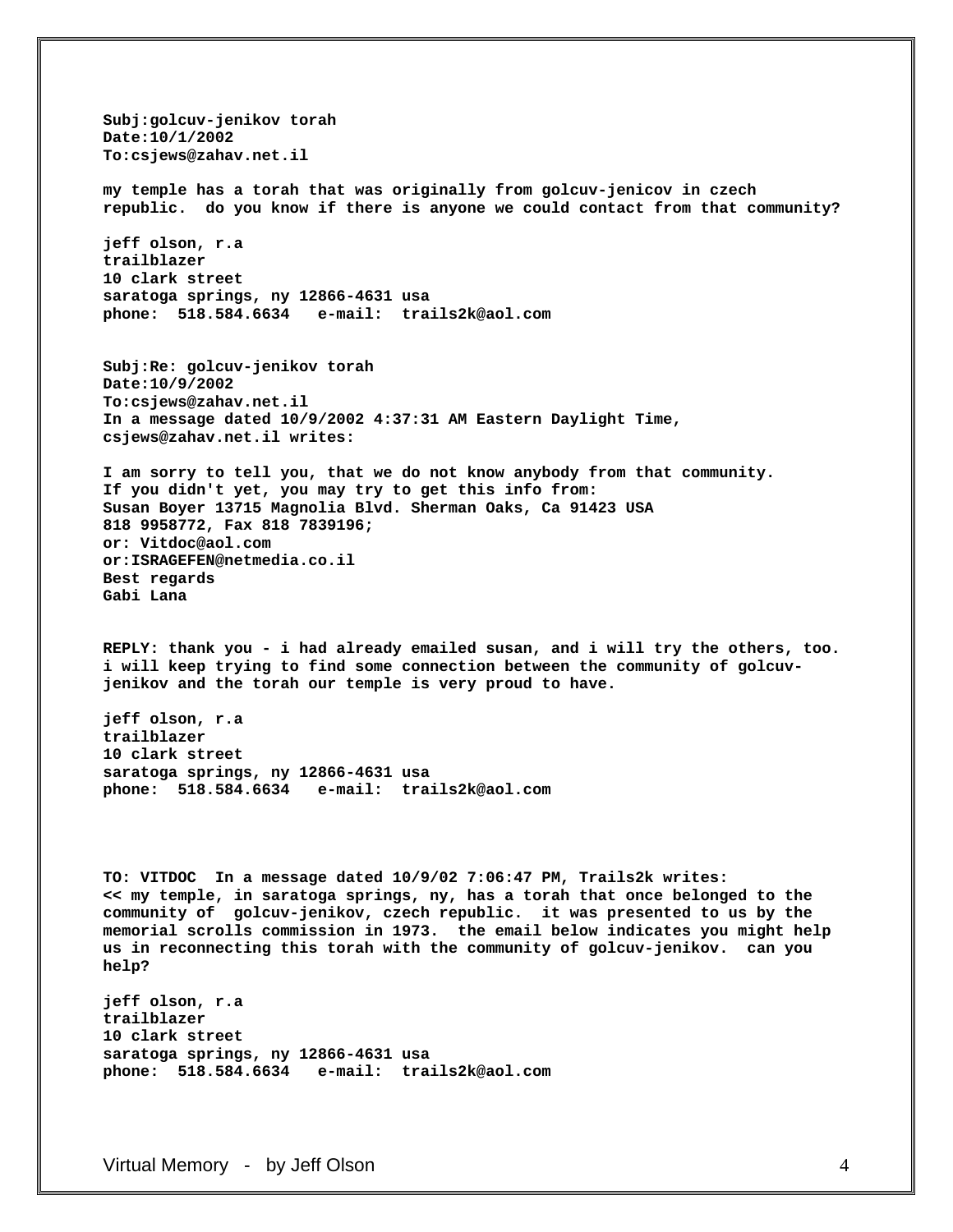**Subj:golcuv-jenikov torah**
**Date:10/1/2002**
**To:csjews@zahav.net.il**

**my temple has a torah that was originally from golcuv-jenicov in czech republic. do you know if there is anyone we could contact from that community?**

**jeff olson, r.a**
**trailblazer**
**10 clark street**
**saratoga springs, ny 12866-4631 usa**
**phone: 518.584.6634 e-mail: trails2k@aol.com**

**Subj:Re: golcuv-jenikov torah**
**Date:10/9/2002**
**To:csjews@zahav.net.il**
**In a message dated 10/9/2002 4:37:31 AM Eastern Daylight Time, csjews@zahav.net.il writes:**

**I am sorry to tell you, that we do not know anybody from that community.**
**If you didn't yet, you may try to get this info from:**
**Susan Boyer 13715 Magnolia Blvd. Sherman Oaks, Ca 91423 USA**
**818 9958772, Fax 818 7839196;**
**or: Vitdoc@aol.com**
**or:ISRAGEFEN@netmedia.co.il**
**Best regards**
**Gabi Lana**

**REPLY: thank you - i had already emailed susan, and i will try the others, too. i will keep trying to find some connection between the community of golcuv-jenikov and the torah our temple is very proud to have.**

**jeff olson, r.a**
**trailblazer**
**10 clark street**
**saratoga springs, ny 12866-4631 usa**
**phone: 518.584.6634 e-mail: trails2k@aol.com**

**TO: VITDOC In a message dated 10/9/02 7:06:47 PM, Trails2k writes:**
**<< my temple, in saratoga springs, ny, has a torah that once belonged to the community of golcuv-jenikov, czech republic. it was presented to us by the memorial scrolls commission in 1973. the email below indicates you might help us in reconnecting this torah with the community of golcuv-jenikov. can you help?**

**jeff olson, r.a**
**trailblazer**
**10 clark street**
**saratoga springs, ny 12866-4631 usa**
**phone: 518.584.6634 e-mail: trails2k@aol.com**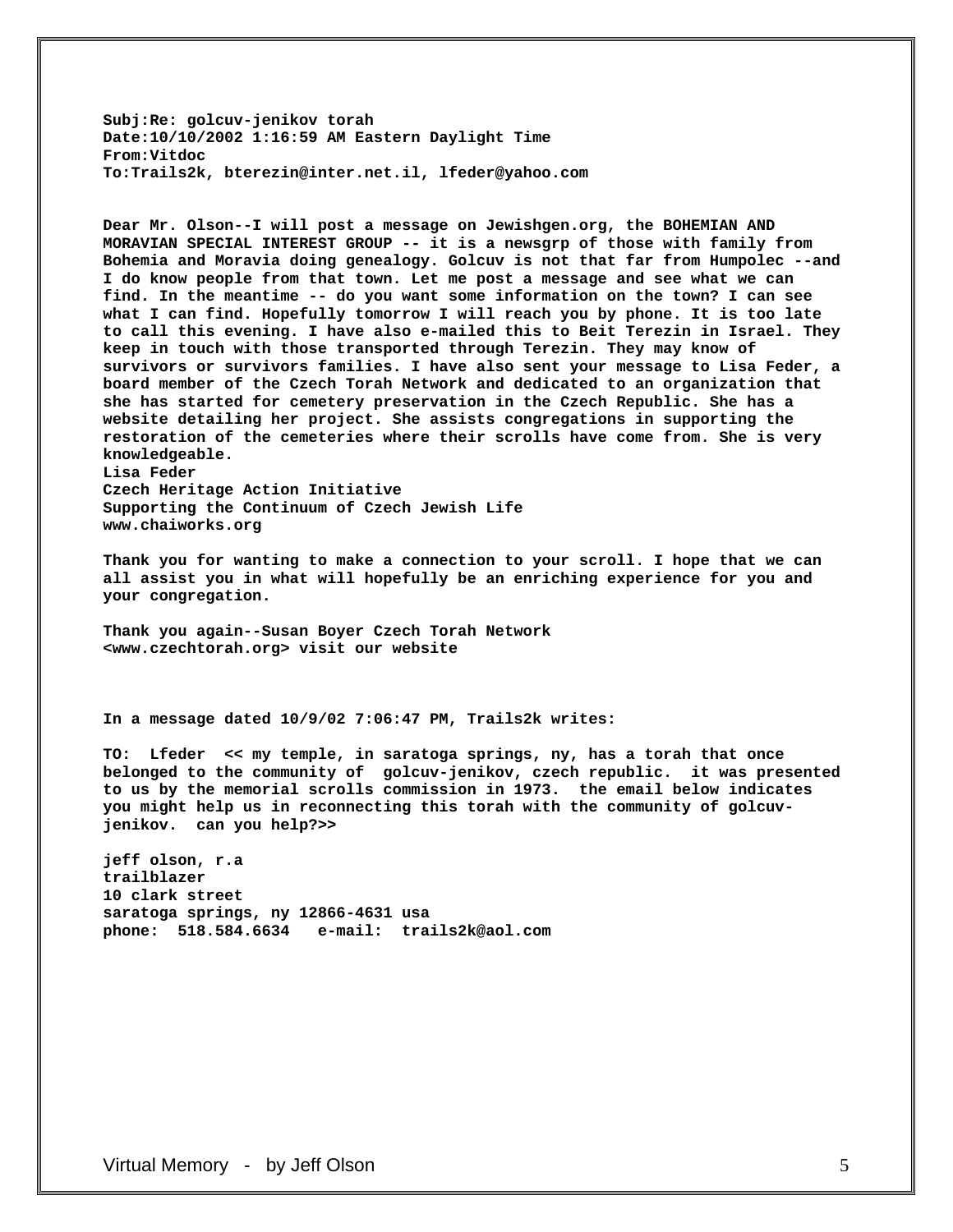**Subj:Re: golcuv-jenikov torah**
**Date:10/10/2002 1:16:59 AM Eastern Daylight Time**
**From:Vitdoc**
**To:Trails2k, bterezin@inter.net.il, lfeder@yahoo.com**

**Dear Mr. Olson--I will post a message on Jewishgen.org, the BOHEMIAN AND MORAVIAN SPECIAL INTEREST GROUP -- it is a newsgrp of those with family from Bohemia and Moravia doing genealogy. Golcuv is not that far from Humpolec --and I do know people from that town. Let me post a message and see what we can find. In the meantime -- do you want some information on the town? I can see what I can find. Hopefully tomorrow I will reach you by phone. It is too late to call this evening. I have also e-mailed this to Beit Terezin in Israel. They keep in touch with those transported through Terezin. They may know of survivors or survivors families. I have also sent your message to Lisa Feder, a board member of the Czech Torah Network and dedicated to an organization that she has started for cemetery preservation in the Czech Republic. She has a website detailing her project. She assists congregations in supporting the restoration of the cemeteries where their scrolls have come from. She is very knowledgeable.**
**Lisa Feder**
**Czech Heritage Action Initiative**
**Supporting the Continuum of Czech Jewish Life**
**www.chaiworks.org**

**Thank you for wanting to make a connection to your scroll. I hope that we can all assist you in what will hopefully be an enriching experience for you and your congregation.**

**Thank you again--Susan Boyer Czech Torah Network**
**<www.czechtorah.org> visit our website**

**In a message dated 10/9/02 7:06:47 PM, Trails2k writes:**

**TO: Lfeder << my temple, in saratoga springs, ny, has a torah that once belonged to the community of golcuv-jenikov, czech republic. it was presented to us by the memorial scrolls commission in 1973. the email below indicates you might help us in reconnecting this torah with the community of golcuv-jenikov. can you help?>>**

**jeff olson, r.a**
**trailblazer**
**10 clark street**
**saratoga springs, ny 12866-4631 usa**
**phone: 518.584.6634 e-mail: trails2k@aol.com**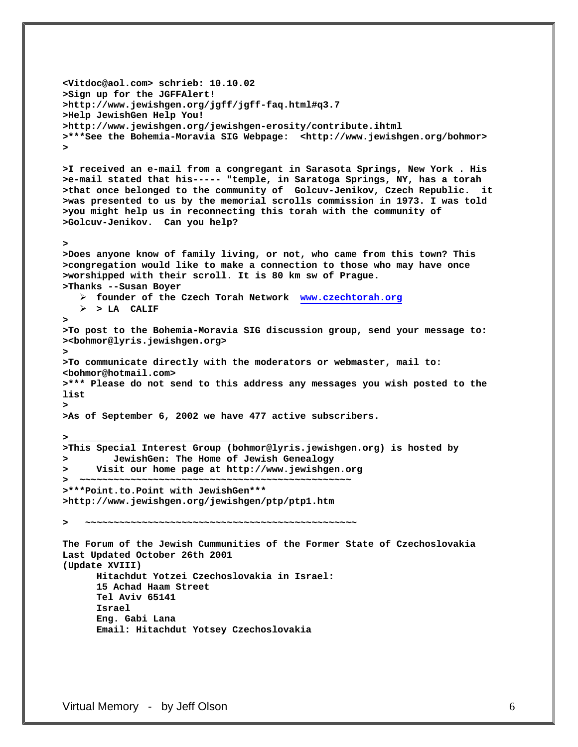**<Vitdoc@aol.com> schrieb: 10.10.02**
**>Sign up for the JGFFAlert!**
**>http://www.jewishgen.org/jgff/jgff-faq.html#q3.7**
**>Help JewishGen Help You!**
**>http://www.jewishgen.org/jewishgen-erosity/contribute.ihtml**
**>***See the Bohemia-Moravia SIG Webpage: <http://www.jewishgen.org/bohmor>**
**>**

**>I received an e-mail from a congregant in Sarasota Springs, New York . His**
**>e-mail stated that his----- "temple, in Saratoga Springs, NY, has a torah**
**>that once belonged to the community of Golcuv-Jenikov, Czech Republic. it**
**>was presented to us by the memorial scrolls commission in 1973. I was told**
**>you might help us in reconnecting this torah with the community of**
**>Golcuv-Jenikov. Can you help?**

**>**
**>Does anyone know of family living, or not, who came from this town? This**
**>congregation would like to make a connection to those who may have once**
**>worshipped with their scroll. It is 80 km sw of Prague.**
**>Thanks --Susan Boyer**

- **founder of the Czech Torah Network [www.czechtorah.org](www.czechtorah.org)**
- **> LA CALIF**

**>**
**>To post to the Bohemia-Moravia SIG discussion group, send your message to:**
**><bohmor@lyris.jewishgen.org>**
**>**
**>To communicate directly with the moderators or webmaster, mail to:**
**<bohmor@hotmail.com>**
**>*** Please do not send to this address any messages you wish posted to the list**
**>**
**>As of September 6, 2002 we have 477 active subscribers.**

**>________________________________________________**
**>This Special Interest Group (bohmor@lyris.jewishgen.org) is hosted by**
**> JewishGen: The Home of Jewish Genealogy**
**> Visit our home page at http://www.jewishgen.org**
**> ~~~~~~~~~~~~~~~~~~~~~~~~~~~~~~~~~~~~~~~~~~~~~~**
**>***Point.to.Point with JewishGen*****
**>http://www.jewishgen.org/jewishgen/ptp/ptp1.htm**

**> ~~~~~~~~~~~~~~~~~~~~~~~~~~~~~~~~~~~~~~~~~~~~~~**

**The Forum of the Jewish Cummunities of the Former State of Czechoslovakia**
**Last Updated October 26th 2001**
**(Update XVIII)**

**Hitachdut Yotzei Czechoslovakia in Israel:**
**15 Achad Haam Street**
**Tel Aviv 65141**
**Israel**
**Eng. Gabi Lana**
**Email: Hitachdut Yotsey Czechoslovakia**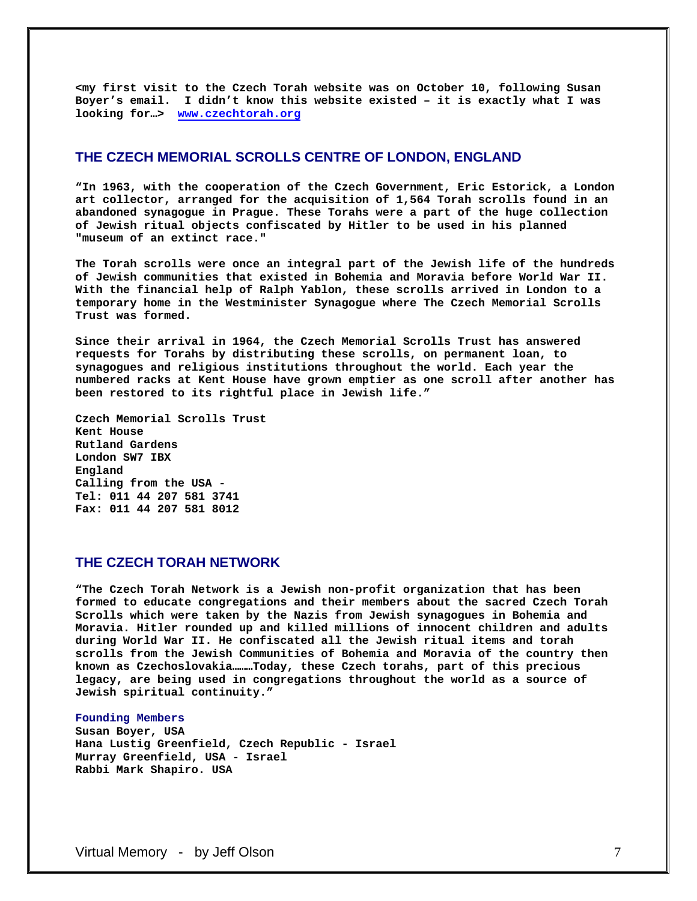**<my first visit to the Czech Torah website was on October 10, following Susan Boyer's email. I didn't know this website existed – it is exactly what I was looking for…> [www.czechtorah.org](http://www.czechtorah.org)**

## THE CZECH MEMORIAL SCROLLS CENTRE OF LONDON, ENGLAND

**"In 1963, with the cooperation of the Czech Government, Eric Estorick, a London art collector, arranged for the acquisition of 1,564 Torah scrolls found in an abandoned synagogue in Prague. These Torahs were a part of the huge collection of Jewish ritual objects confiscated by Hitler to be used in his planned "museum of an extinct race."**

**The Torah scrolls were once an integral part of the Jewish life of the hundreds of Jewish communities that existed in Bohemia and Moravia before World War II. With the financial help of Ralph Yablon, these scrolls arrived in London to a temporary home in the Westminister Synagogue where The Czech Memorial Scrolls Trust was formed.**

**Since their arrival in 1964, the Czech Memorial Scrolls Trust has answered requests for Torahs by distributing these scrolls, on permanent loan, to synagogues and religious institutions throughout the world. Each year the numbered racks at Kent House have grown emptier as one scroll after another has been restored to its rightful place in Jewish life."**

**Czech Memorial Scrolls Trust**
**Kent House**
**Rutland Gardens**
**London SW7 IBX**
**England**
**Calling from the USA -**
**Tel: 011 44 207 581 3741**
**Fax: 011 44 207 581 8012**

## THE CZECH TORAH NETWORK

**"The Czech Torah Network is a Jewish non-profit organization that has been formed to educate congregations and their members about the sacred Czech Torah Scrolls which were taken by the Nazis from Jewish synagogues in Bohemia and Moravia. Hitler rounded up and killed millions of innocent children and adults during World War II. He confiscated all the Jewish ritual items and torah scrolls from the Jewish Communities of Bohemia and Moravia of the country then known as Czechoslovakia………Today, these Czech torahs, part of this precious legacy, are being used in congregations throughout the world as a source of Jewish spiritual continuity."**

**Founding Members**
**Susan Boyer, USA**
**Hana Lustig Greenfield, Czech Republic - Israel**
**Murray Greenfield, USA - Israel**
**Rabbi Mark Shapiro. USA**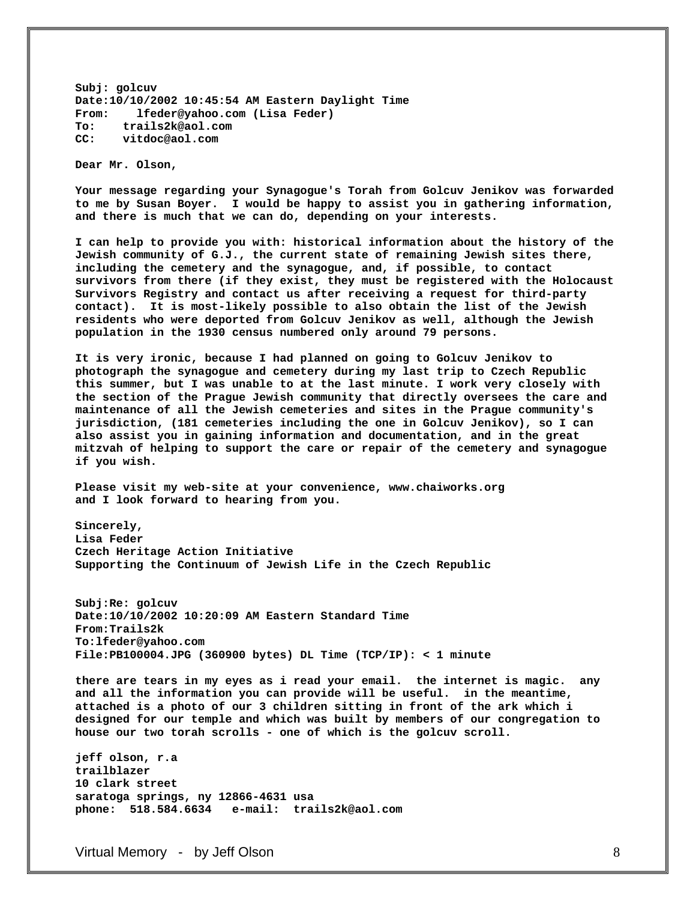**Subj: golcuv**
**Date:10/10/2002 10:45:54 AM Eastern Daylight Time**
**From: lfeder@yahoo.com (Lisa Feder)**
**To: trails2k@aol.com**
**CC: vitdoc@aol.com**

**Dear Mr. Olson,**

**Your message regarding your Synagogue's Torah from Golcuv Jenikov was forwarded to me by Susan Boyer. I would be happy to assist you in gathering information, and there is much that we can do, depending on your interests.**

**I can help to provide you with: historical information about the history of the Jewish community of G.J., the current state of remaining Jewish sites there, including the cemetery and the synagogue, and, if possible, to contact survivors from there (if they exist, they must be registered with the Holocaust Survivors Registry and contact us after receiving a request for third-party contact). It is most-likely possible to also obtain the list of the Jewish residents who were deported from Golcuv Jenikov as well, although the Jewish population in the 1930 census numbered only around 79 persons.**

**It is very ironic, because I had planned on going to Golcuv Jenikov to photograph the synagogue and cemetery during my last trip to Czech Republic this summer, but I was unable to at the last minute. I work very closely with the section of the Prague Jewish community that directly oversees the care and maintenance of all the Jewish cemeteries and sites in the Prague community's jurisdiction, (181 cemeteries including the one in Golcuv Jenikov), so I can also assist you in gaining information and documentation, and in the great mitzvah of helping to support the care or repair of the cemetery and synagogue if you wish.**

**Please visit my web-site at your convenience, www.chaiworks.org and I look forward to hearing from you.**

**Sincerely,**
**Lisa Feder**
**Czech Heritage Action Initiative**
**Supporting the Continuum of Jewish Life in the Czech Republic**

**Subj:Re: golcuv**
**Date:10/10/2002 10:20:09 AM Eastern Standard Time**
**From:Trails2k**
**To:lfeder@yahoo.com**
**File:PB100004.JPG (360900 bytes) DL Time (TCP/IP): < 1 minute**

**there are tears in my eyes as i read your email. the internet is magic. any and all the information you can provide will be useful. in the meantime, attached is a photo of our 3 children sitting in front of the ark which i designed for our temple and which was built by members of our congregation to house our two torah scrolls - one of which is the golcuv scroll.**

**jeff olson, r.a**
**trailblazer**
**10 clark street**
**saratoga springs, ny 12866-4631 usa**
**phone: 518.584.6634 e-mail: trails2k@aol.com**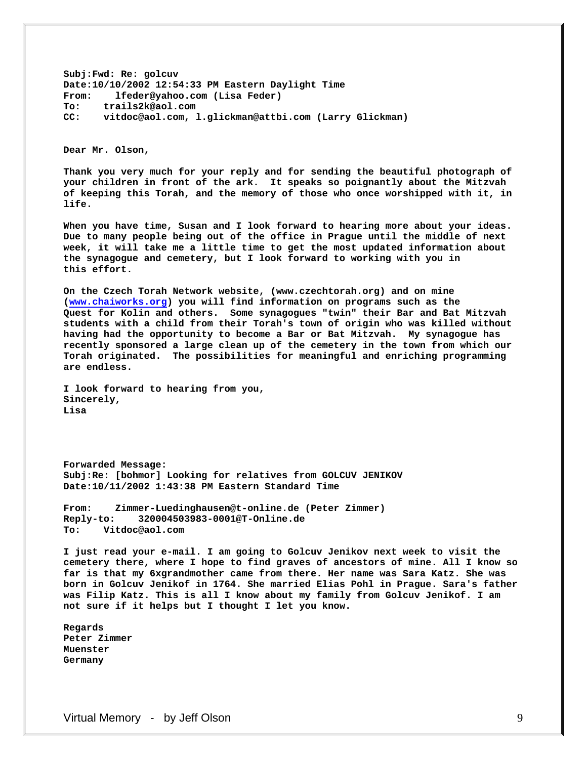**Subj:Fwd: Re: golcuv**
**Date:10/10/2002 12:54:33 PM Eastern Daylight Time**
**From: lfeder@yahoo.com (Lisa Feder)**
**To: trails2k@aol.com**
**CC: vitdoc@aol.com, l.glickman@attbi.com (Larry Glickman)**

**Dear Mr. Olson,**

**Thank you very much for your reply and for sending the beautiful photograph of your children in front of the ark. It speaks so poignantly about the Mitzvah of keeping this Torah, and the memory of those who once worshipped with it, in life.**

**When you have time, Susan and I look forward to hearing more about your ideas. Due to many people being out of the office in Prague until the middle of next week, it will take me a little time to get the most updated information about the synagogue and cemetery, but I look forward to working with you in this effort.**

**On the Czech Torah Network website, (www.czechtorah.org) and on mine ([www.chaiworks.org](www.chaiworks.org)) you will find information on programs such as the Quest for Kolin and others. Some synagogues "twin" their Bar and Bat Mitzvah students with a child from their Torah's town of origin who was killed without having had the opportunity to become a Bar or Bat Mitzvah. My synagogue has recently sponsored a large clean up of the cemetery in the town from which our Torah originated. The possibilities for meaningful and enriching programming are endless.**

**I look forward to hearing from you,**
**Sincerely,**
**Lisa**

**Forwarded Message:**
**Subj:Re: [bohmor] Looking for relatives from GOLCUV JENIKOV**
**Date:10/11/2002 1:43:38 PM Eastern Standard Time**

**From: Zimmer-Luedinghausen@t-online.de (Peter Zimmer)**
**Reply-to: 320004503983-0001@T-Online.de**
**To: Vitdoc@aol.com**

**I just read your e-mail. I am going to Golcuv Jenikov next week to visit the cemetery there, where I hope to find graves of ancestors of mine. All I know so far is that my 6xgrandmother came from there. Her name was Sara Katz. She was born in Golcuv Jenikof in 1764. She married Elias Pohl in Prague. Sara's father was Filip Katz. This is all I know about my family from Golcuv Jenikof. I am not sure if it helps but I thought I let you know.**

**Regards**
**Peter Zimmer**
**Muenster**
**Germany**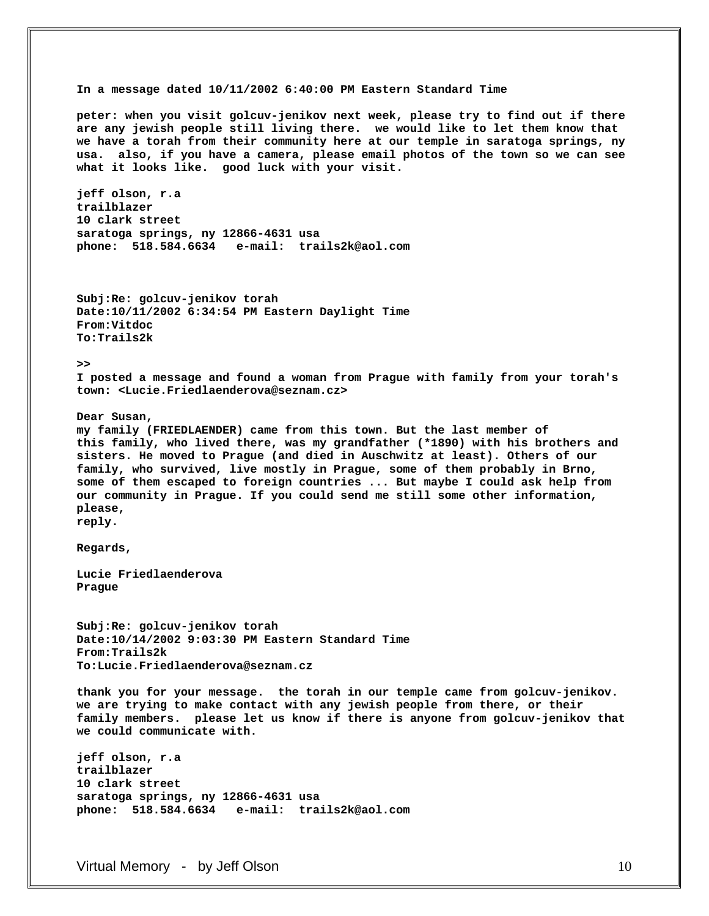**In a message dated 10/11/2002 6:40:00 PM Eastern Standard Time**

**peter: when you visit golcuv-jenikov next week, please try to find out if there are any jewish people still living there. we would like to let them know that we have a torah from their community here at our temple in saratoga springs, ny usa. also, if you have a camera, please email photos of the town so we can see what it looks like. good luck with your visit.**

**jeff olson, r.a**
**trailblazer**
**10 clark street**
**saratoga springs, ny 12866-4631 usa**
**phone: 518.584.6634 e-mail: trails2k@aol.com**

**Subj:Re: golcuv-jenikov torah**
**Date:10/11/2002 6:34:54 PM Eastern Daylight Time**
**From:Vitdoc**
**To:Trails2k**

**>>**
**I posted a message and found a woman from Prague with family from your torah's town: <Lucie.Friedlaenderova@seznam.cz>**

**Dear Susan,**
**my family (FRIEDLAENDER) came from this town. But the last member of this family, who lived there, was my grandfather (*1890) with his brothers and sisters. He moved to Prague (and died in Auschwitz at least). Others of our family, who survived, live mostly in Prague, some of them probably in Brno, some of them escaped to foreign countries ... But maybe I could ask help from our community in Prague. If you could send me still some other information, please,**
**reply.**

**Regards,**

**Lucie Friedlaenderova**
**Prague**

**Subj:Re: golcuv-jenikov torah**
**Date:10/14/2002 9:03:30 PM Eastern Standard Time**
**From:Trails2k**
**To:Lucie.Friedlaenderova@seznam.cz**

**thank you for your message. the torah in our temple came from golcuv-jenikov. we are trying to make contact with any jewish people from there, or their family members. please let us know if there is anyone from golcuv-jenikov that we could communicate with.**

**jeff olson, r.a**
**trailblazer**
**10 clark street**
**saratoga springs, ny 12866-4631 usa**
**phone: 518.584.6634 e-mail: trails2k@aol.com**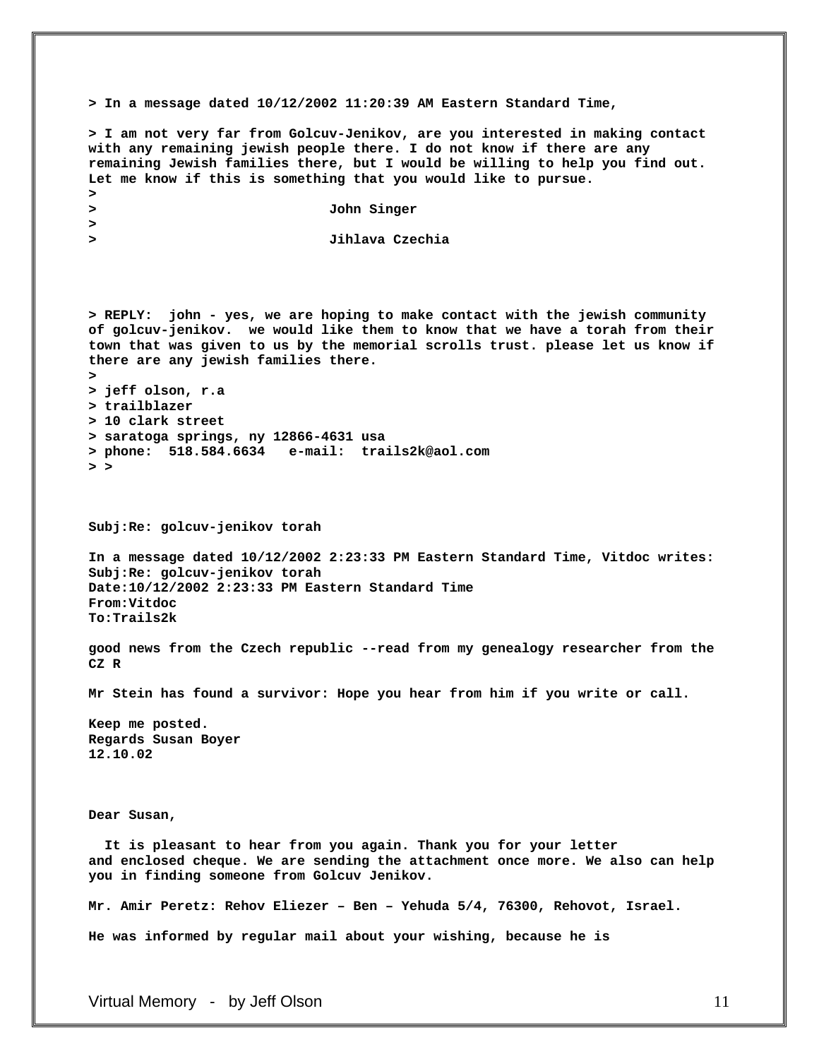**> In a message dated 10/12/2002 11:20:39 AM Eastern Standard Time,**

**> I am not very far from Golcuv-Jenikov, are you interested in making contact with any remaining jewish people there. I do not know if there are any remaining Jewish families there, but I would be willing to help you find out. Let me know if this is something that you would like to pursue.**
**>**
**> John Singer**
**>**
**> Jihlava Czechia**

**> REPLY: john - yes, we are hoping to make contact with the jewish community of golcuv-jenikov. we would like them to know that we have a torah from their town that was given to us by the memorial scrolls trust. please let us know if there are any jewish families there.**
**>**
**> jeff olson, r.a**
**> trailblazer**
**> 10 clark street**
**> saratoga springs, ny 12866-4631 usa**
**> phone: 518.584.6634 e-mail: trails2k@aol.com**
**> >**

**Subj:Re: golcuv-jenikov torah**

**In a message dated 10/12/2002 2:23:33 PM Eastern Standard Time, Vitdoc writes:**
**Subj:Re: golcuv-jenikov torah**
**Date:10/12/2002 2:23:33 PM Eastern Standard Time**
**From:Vitdoc**
**To:Trails2k**

**good news from the Czech republic --read from my genealogy researcher from the CZ R**

**Mr Stein has found a survivor: Hope you hear from him if you write or call.**

**Keep me posted.**
**Regards Susan Boyer**
**12.10.02**

**Dear Susan,**

**It is pleasant to hear from you again. Thank you for your letter and enclosed cheque. We are sending the attachment once more. We also can help you in finding someone from Golcuv Jenikov.**

**Mr. Amir Peretz: Rehov Eliezer – Ben – Yehuda 5/4, 76300, Rehovot, Israel.**

**He was informed by regular mail about your wishing, because he is**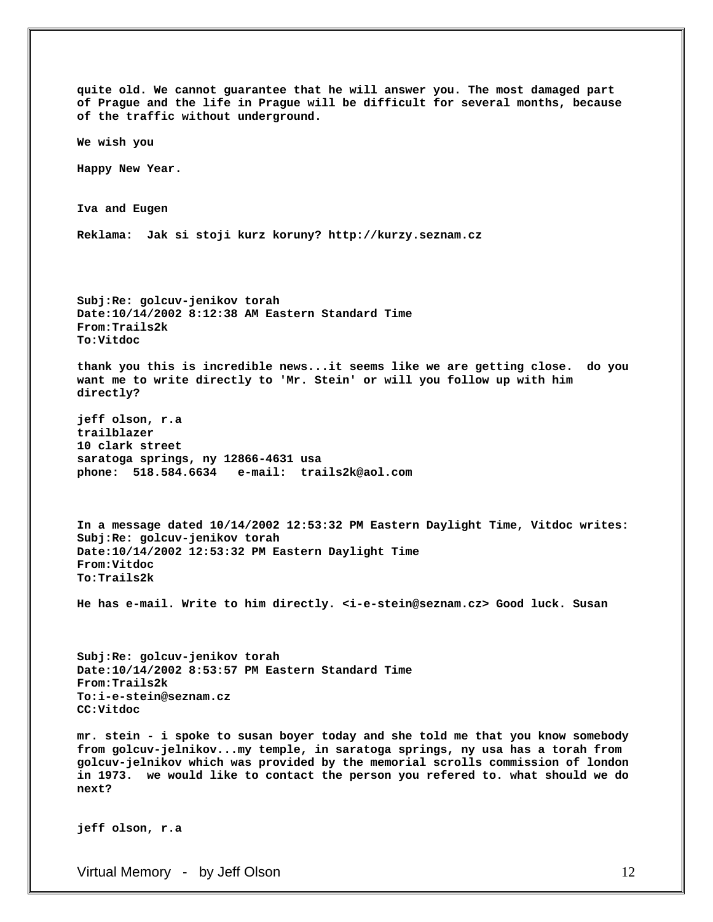**quite old. We cannot guarantee that he will answer you. The most damaged part of Prague and the life in Prague will be difficult for several months, because of the traffic without underground.**

**We wish you**

**Happy New Year.**

**Iva and Eugen**

**Reklama: Jak si stoji kurz koruny? http://kurzy.seznam.cz**

**Subj:Re: golcuv-jenikov torah**
**Date:10/14/2002 8:12:38 AM Eastern Standard Time**
**From:Trails2k**
**To:Vitdoc**

**thank you this is incredible news...it seems like we are getting close. do you want me to write directly to 'Mr. Stein' or will you follow up with him directly?**

**jeff olson, r.a**
**trailblazer**
**10 clark street**
**saratoga springs, ny 12866-4631 usa**
**phone: 518.584.6634 e-mail: trails2k@aol.com**

**In a message dated 10/14/2002 12:53:32 PM Eastern Daylight Time, Vitdoc writes:**
**Subj:Re: golcuv-jenikov torah**
**Date:10/14/2002 12:53:32 PM Eastern Daylight Time**
**From:Vitdoc**
**To:Trails2k**

**He has e-mail. Write to him directly. <i-e-stein@seznam.cz> Good luck. Susan**

**Subj:Re: golcuv-jenikov torah**
**Date:10/14/2002 8:53:57 PM Eastern Standard Time**
**From:Trails2k**
**To:i-e-stein@seznam.cz**
**CC:Vitdoc**

**mr. stein - i spoke to susan boyer today and she told me that you know somebody from golcuv-jelnikov...my temple, in saratoga springs, ny usa has a torah from golcuv-jelnikov which was provided by the memorial scrolls commission of london in 1973. we would like to contact the person you refered to. what should we do next?**

**jeff olson, r.a**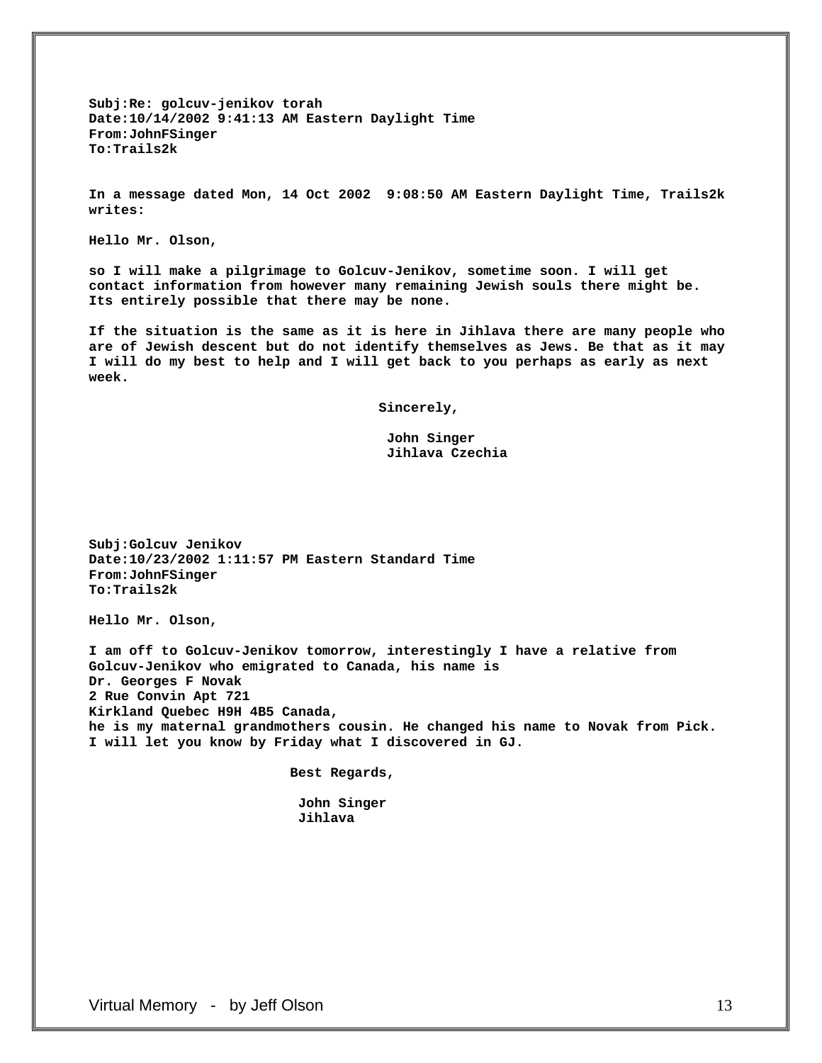**Subj:Re: golcuv-jenikov torah**
**Date:10/14/2002 9:41:13 AM Eastern Daylight Time**
**From:JohnFSinger**
**To:Trails2k**

**In a message dated Mon, 14 Oct 2002 9:08:50 AM Eastern Daylight Time, Trails2k writes:**

**Hello Mr. Olson,**

**so I will make a pilgrimage to Golcuv-Jenikov, sometime soon. I will get contact information from however many remaining Jewish souls there might be. Its entirely possible that there may be none.**

**If the situation is the same as it is here in Jihlava there are many people who are of Jewish descent but do not identify themselves as Jews. Be that as it may I will do my best to help and I will get back to you perhaps as early as next week.**

**Sincerely,**

**John Singer**
**Jihlava Czechia**

**Subj:Golcuv Jenikov**
**Date:10/23/2002 1:11:57 PM Eastern Standard Time**
**From:JohnFSinger**
**To:Trails2k**

**Hello Mr. Olson,**

**I am off to Golcuv-Jenikov tomorrow, interestingly I have a relative from Golcuv-Jenikov who emigrated to Canada, his name is**
**Dr. Georges F Novak**
**2 Rue Convin Apt 721**
**Kirkland Quebec H9H 4B5 Canada,**
**he is my maternal grandmothers cousin. He changed his name to Novak from Pick.**
**I will let you know by Friday what I discovered in GJ.**

**Best Regards,**

**John Singer**
**Jihlava**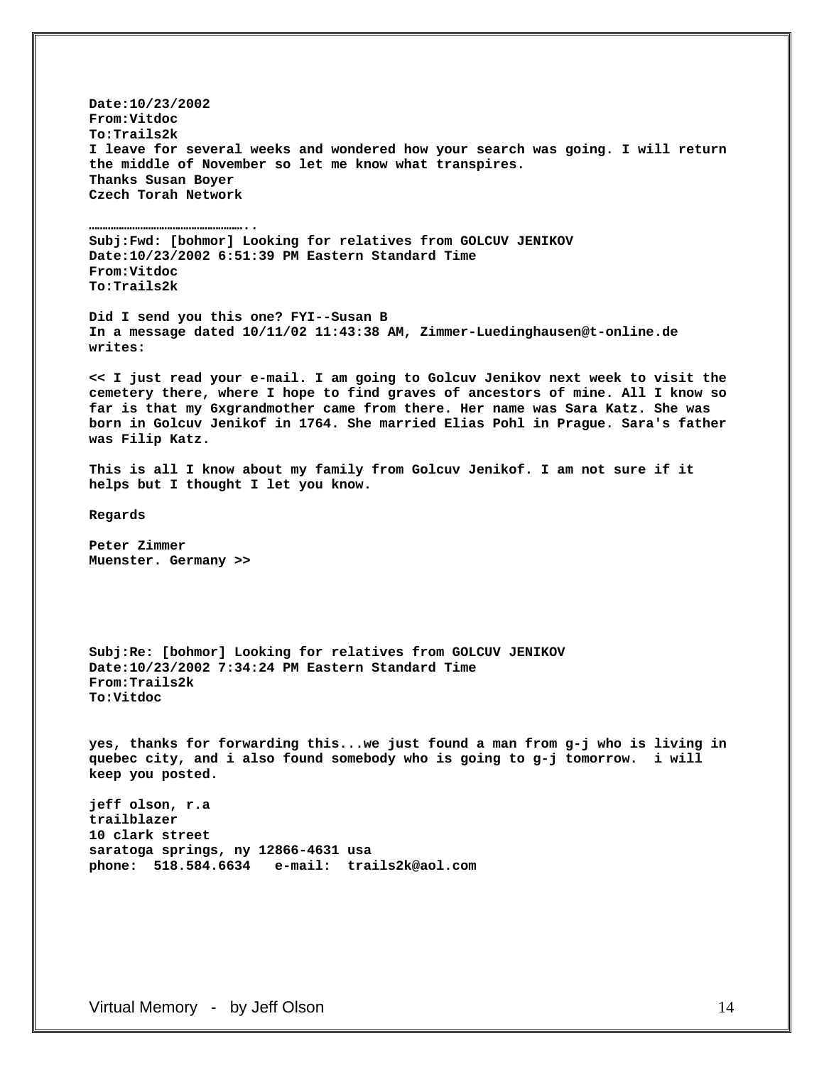**Date:10/23/2002**
**From:Vitdoc**
**To:Trails2k**
**I leave for several weeks and wondered how your search was going. I will return the middle of November so let me know what transpires.**
**Thanks Susan Boyer**
**Czech Torah Network**

**……………………………………………..**
**Subj:Fwd: [bohmor] Looking for relatives from GOLCUV JENIKOV**
**Date:10/23/2002 6:51:39 PM Eastern Standard Time**
**From:Vitdoc**
**To:Trails2k**

**Did I send you this one? FYI--Susan B**
**In a message dated 10/11/02 11:43:38 AM, Zimmer-Luedinghausen@t-online.de writes:**

**<< I just read your e-mail. I am going to Golcuv Jenikov next week to visit the cemetery there, where I hope to find graves of ancestors of mine. All I know so far is that my 6xgrandmother came from there. Her name was Sara Katz. She was born in Golcuv Jenikof in 1764. She married Elias Pohl in Prague. Sara's father was Filip Katz.**

**This is all I know about my family from Golcuv Jenikof. I am not sure if it helps but I thought I let you know.**

**Regards**

**Peter Zimmer**
**Muenster. Germany >>**

**Subj:Re: [bohmor] Looking for relatives from GOLCUV JENIKOV**
**Date:10/23/2002 7:34:24 PM Eastern Standard Time**
**From:Trails2k**
**To:Vitdoc**

**yes, thanks for forwarding this...we just found a man from g-j who is living in quebec city, and i also found somebody who is going to g-j tomorrow.  i will keep you posted.**

**jeff olson, r.a**
**trailblazer**
**10 clark street**
**saratoga springs, ny 12866-4631 usa**
**phone:  518.584.6634   e-mail:  trails2k@aol.com**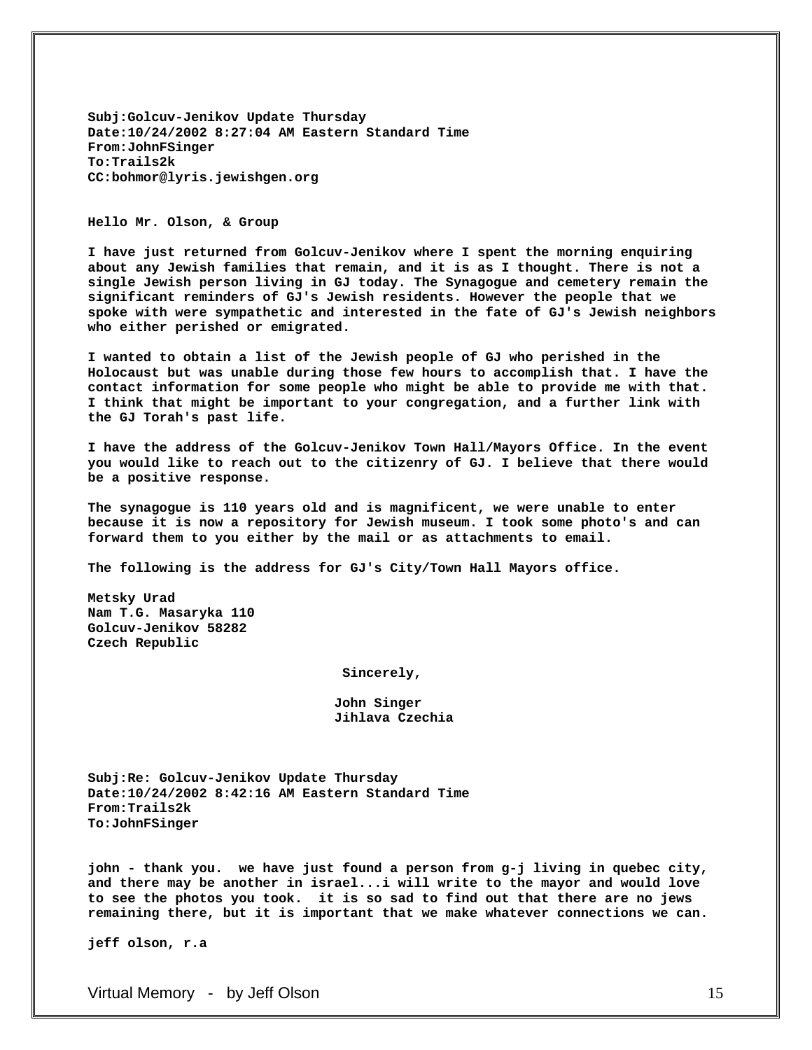**Subj:Golcuv-Jenikov Update Thursday**
**Date:10/24/2002 8:27:04 AM Eastern Standard Time**
**From:JohnFSinger**
**To:Trails2k**
**CC:bohmor@lyris.jewishgen.org**

**Hello Mr. Olson, & Group**

**I have just returned from Golcuv-Jenikov where I spent the morning enquiring about any Jewish families that remain, and it is as I thought. There is not a single Jewish person living in GJ today. The Synagogue and cemetery remain the significant reminders of GJ's Jewish residents. However the people that we spoke with were sympathetic and interested in the fate of GJ's Jewish neighbors who either perished or emigrated.**

**I wanted to obtain a list of the Jewish people of GJ who perished in the Holocaust but was unable during those few hours to accomplish that. I have the contact information for some people who might be able to provide me with that. I think that might be important to your congregation, and a further link with the GJ Torah's past life.**

**I have the address of the Golcuv-Jenikov Town Hall/Mayors Office. In the event you would like to reach out to the citizenry of GJ. I believe that there would be a positive response.**

**The synagogue is 110 years old and is magnificent, we were unable to enter because it is now a repository for Jewish museum. I took some photo's and can forward them to you either by the mail or as attachments to email.**

**The following is the address for GJ's City/Town Hall Mayors office.**

**Metsky Urad**
**Nam T.G. Masaryka 110**
**Golcuv-Jenikov 58282**
**Czech Republic**

**Sincerely,**

**John Singer**
**Jihlava Czechia**

**Subj:Re: Golcuv-Jenikov Update Thursday**
**Date:10/24/2002 8:42:16 AM Eastern Standard Time**
**From:Trails2k**
**To:JohnFSinger**

**john - thank you. we have just found a person from g-j living in quebec city, and there may be another in israel...i will write to the mayor and would love to see the photos you took. it is so sad to find out that there are no jews remaining there, but it is important that we make whatever connections we can.**

**jeff olson, r.a**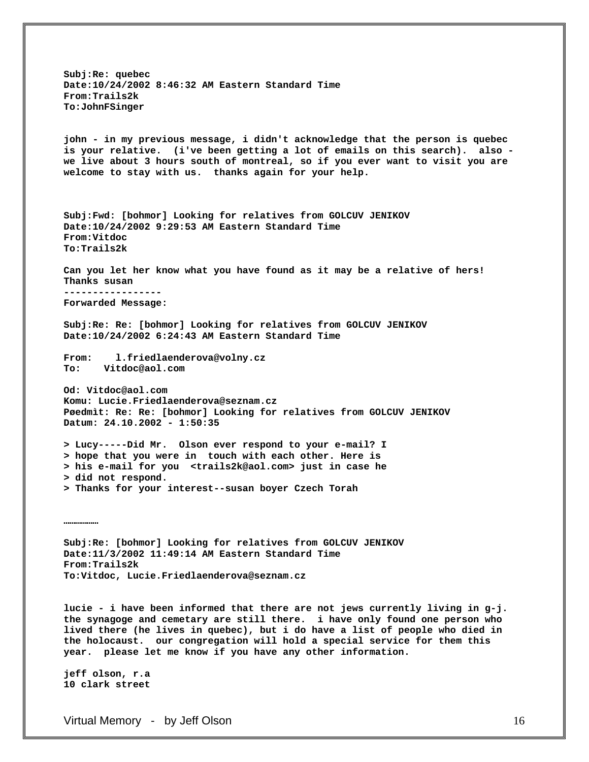**Subj:Re: quebec**
**Date:10/24/2002 8:46:32 AM Eastern Standard Time**
**From:Trails2k**
**To:JohnFSinger**

**john - in my previous message, i didn't acknowledge that the person is quebec is your relative. (i've been getting a lot of emails on this search). also - we live about 3 hours south of montreal, so if you ever want to visit you are welcome to stay with us. thanks again for your help.**

**Subj:Fwd: [bohmor] Looking for relatives from GOLCUV JENIKOV**
**Date:10/24/2002 9:29:53 AM Eastern Standard Time**
**From:Vitdoc**
**To:Trails2k**

**Can you let her know what you have found as it may be a relative of hers!**
**Thanks susan**
**-----------------**
**Forwarded Message:**

**Subj:Re: Re: [bohmor] Looking for relatives from GOLCUV JENIKOV**
**Date:10/24/2002 6:24:43 AM Eastern Standard Time**

**From: l.friedlaenderova@volny.cz**
**To: Vitdoc@aol.com**

**Od: Vitdoc@aol.com**
**Komu: Lucie.Friedlaenderova@seznam.cz**
**Pøedmìt: Re: Re: [bohmor] Looking for relatives from GOLCUV JENIKOV**
**Datum: 24.10.2002 - 1:50:35**

**> Lucy-----Did Mr. Olson ever respond to your e-mail? I**
**> hope that you were in touch with each other. Here is**
**> his e-mail for you <trails2k@aol.com> just in case he**
**> did not respond.**
**> Thanks for your interest--susan boyer Czech Torah**

**………………**

**Subj:Re: [bohmor] Looking for relatives from GOLCUV JENIKOV**
**Date:11/3/2002 11:49:14 AM Eastern Standard Time**
**From:Trails2k**
**To:Vitdoc, Lucie.Friedlaenderova@seznam.cz**

**lucie - i have been informed that there are not jews currently living in g-j. the synagoge and cemetary are still there. i have only found one person who lived there (he lives in quebec), but i do have a list of people who died in the holocaust. our congregation will hold a special service for them this year. please let me know if you have any other information.**

**jeff olson, r.a**
**10 clark street**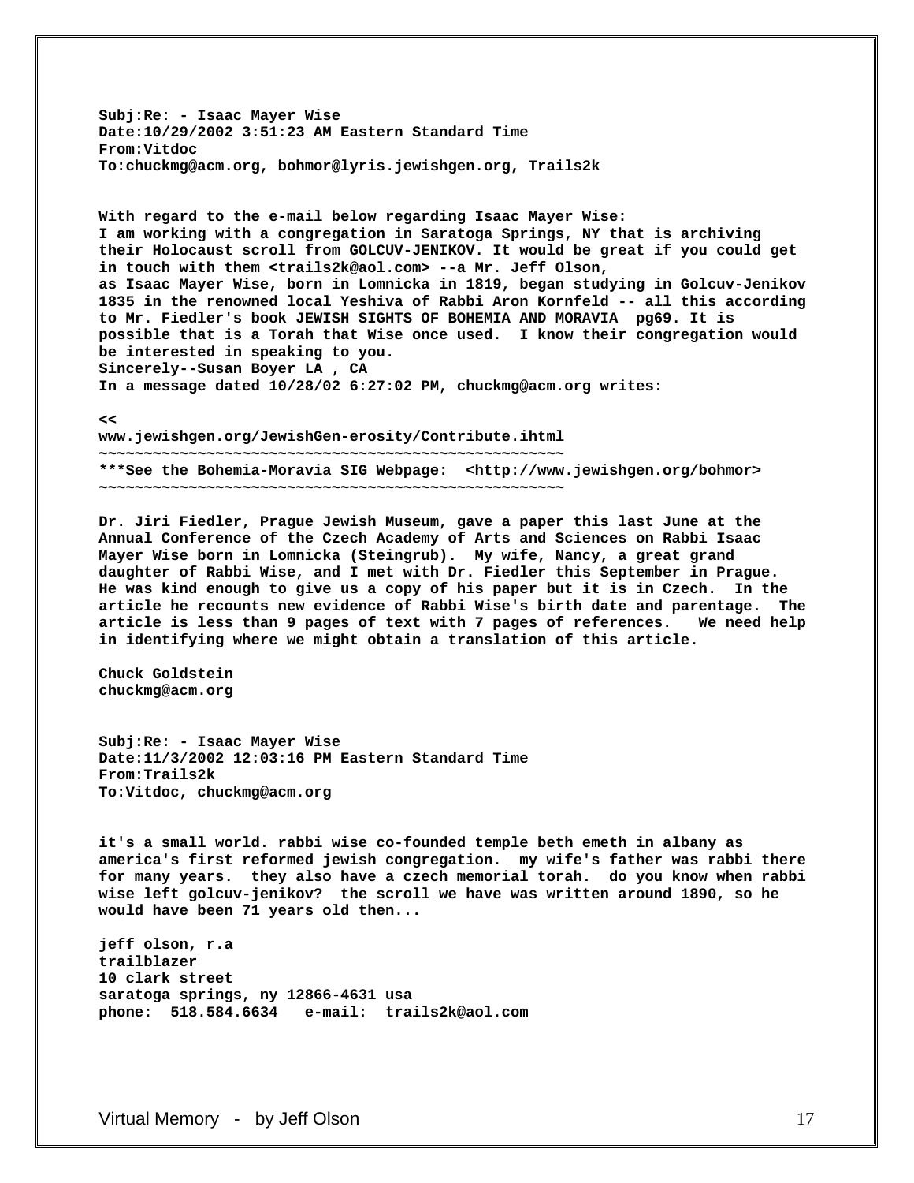Subj:Re: - Isaac Mayer Wise
Date:10/29/2002 3:51:23 AM Eastern Standard Time
From:Vitdoc
To:chuckmg@acm.org, bohmor@lyris.jewishgen.org, Trails2k

With regard to the e-mail below regarding Isaac Mayer Wise:
I am working with a congregation in Saratoga Springs, NY that is archiving their Holocaust scroll from GOLCUV-JENIKOV. It would be great if you could get in touch with them <trails2k@aol.com> --a Mr. Jeff Olson,
as Isaac Mayer Wise, born in Lomnicka in 1819, began studying in Golcuv-Jenikov 1835 in the renowned local Yeshiva of Rabbi Aron Kornfeld -- all this according to Mr. Fiedler's book JEWISH SIGHTS OF BOHEMIA AND MORAVIA pg69. It is possible that is a Torah that Wise once used. I know their congregation would be interested in speaking to you.
Sincerely--Susan Boyer LA , CA
In a message dated 10/28/02 6:27:02 PM, chuckmg@acm.org writes:

<<
www.jewishgen.org/JewishGen-erosity/Contribute.ihtml
~~~~~~~~~~~~~~~~~~~~~~~~~~~~~~~~~~~~~~~~~~~~~~~~~~~~~
***See the Bohemia-Moravia SIG Webpage: <http://www.jewishgen.org/bohmor>
~~~~~~~~~~~~~~~~~~~~~~~~~~~~~~~~~~~~~~~~~~~~~~~~~~~~~

Dr. Jiri Fiedler, Prague Jewish Museum, gave a paper this last June at the Annual Conference of the Czech Academy of Arts and Sciences on Rabbi Isaac Mayer Wise born in Lomnicka (Steingrub). My wife, Nancy, a great grand daughter of Rabbi Wise, and I met with Dr. Fiedler this September in Prague. He was kind enough to give us a copy of his paper but it is in Czech. In the article he recounts new evidence of Rabbi Wise's birth date and parentage. The article is less than 9 pages of text with 7 pages of references. We need help in identifying where we might obtain a translation of this article.

Chuck Goldstein
chuckmg@acm.org

Subj:Re: - Isaac Mayer Wise
Date:11/3/2002 12:03:16 PM Eastern Standard Time
From:Trails2k
To:Vitdoc, chuckmg@acm.org

it's a small world. rabbi wise co-founded temple beth emeth in albany as america's first reformed jewish congregation. my wife's father was rabbi there for many years. they also have a czech memorial torah. do you know when rabbi wise left golcuv-jenikov? the scroll we have was written around 1890, so he would have been 71 years old then...

jeff olson, r.a
trailblazer
10 clark street
saratoga springs, ny 12866-4631 usa
phone: 518.584.6634 e-mail: trails2k@aol.com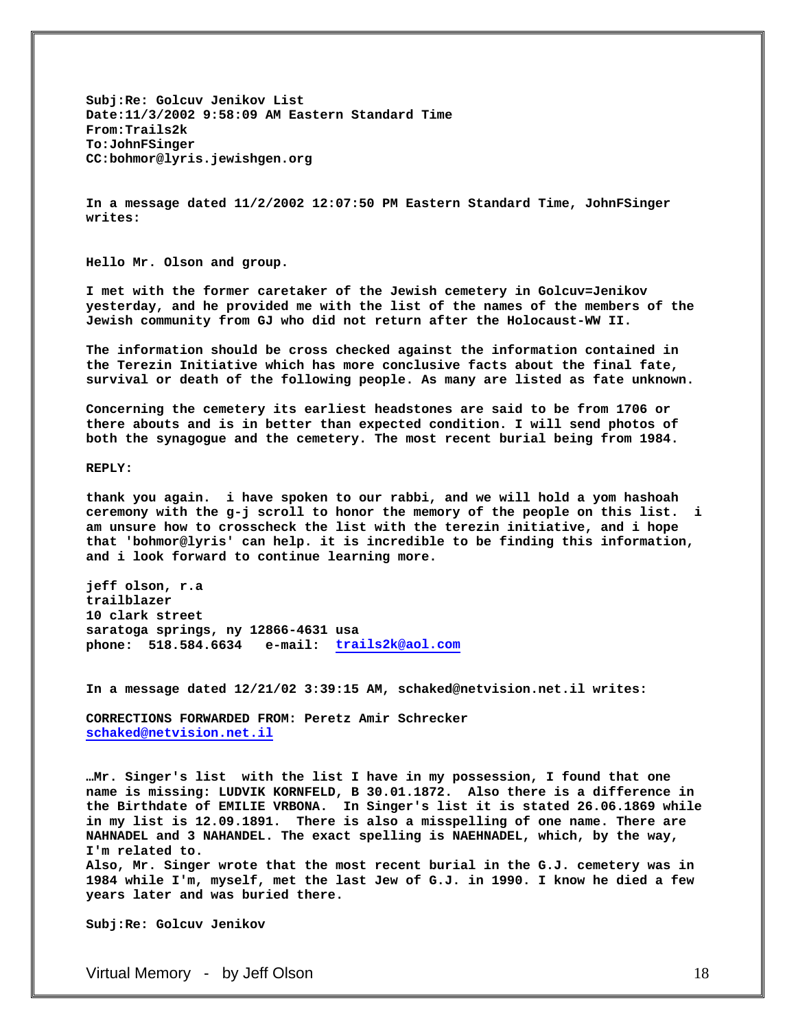**Subj:Re: Golcuv Jenikov List**
**Date:11/3/2002 9:58:09 AM Eastern Standard Time**
**From:Trails2k**
**To:JohnFSinger**
**CC:bohmor@lyris.jewishgen.org**

**In a message dated 11/2/2002 12:07:50 PM Eastern Standard Time, JohnFSinger writes:**

**Hello Mr. Olson and group.**

**I met with the former caretaker of the Jewish cemetery in Golcuv=Jenikov yesterday, and he provided me with the list of the names of the members of the Jewish community from GJ who did not return after the Holocaust-WW II.**

**The information should be cross checked against the information contained in the Terezin Initiative which has more conclusive facts about the final fate, survival or death of the following people. As many are listed as fate unknown.**

**Concerning the cemetery its earliest headstones are said to be from 1706 or there abouts and is in better than expected condition. I will send photos of both the synagogue and the cemetery. The most recent burial being from 1984.**

**REPLY:**

**thank you again. i have spoken to our rabbi, and we will hold a yom hashoah ceremony with the g-j scroll to honor the memory of the people on this list. i am unsure how to crosscheck the list with the terezin initiative, and i hope that 'bohmor@lyris' can help. it is incredible to be finding this information, and i look forward to continue learning more.**

**jeff olson, r.a**
**trailblazer**
**10 clark street**
**saratoga springs, ny 12866-4631 usa**
**phone: 518.584.6634 e-mail: trails2k@aol.com**

**In a message dated 12/21/02 3:39:15 AM, schaked@netvision.net.il writes:**

**CORRECTIONS FORWARDED FROM: Peretz Amir Schrecker**
**schaked@netvision.net.il**

**…Mr. Singer's list with the list I have in my possession, I found that one name is missing: LUDVIK KORNFELD, B 30.01.1872. Also there is a difference in the Birthdate of EMILIE VRBONA. In Singer's list it is stated 26.06.1869 while in my list is 12.09.1891. There is also a misspelling of one name. There are NAHNADEL and 3 NAHANDEL. The exact spelling is NAEHNADEL, which, by the way, I'm related to.**
**Also, Mr. Singer wrote that the most recent burial in the G.J. cemetery was in 1984 while I'm, myself, met the last Jew of G.J. in 1990. I know he died a few years later and was buried there.**

**Subj:Re: Golcuv Jenikov**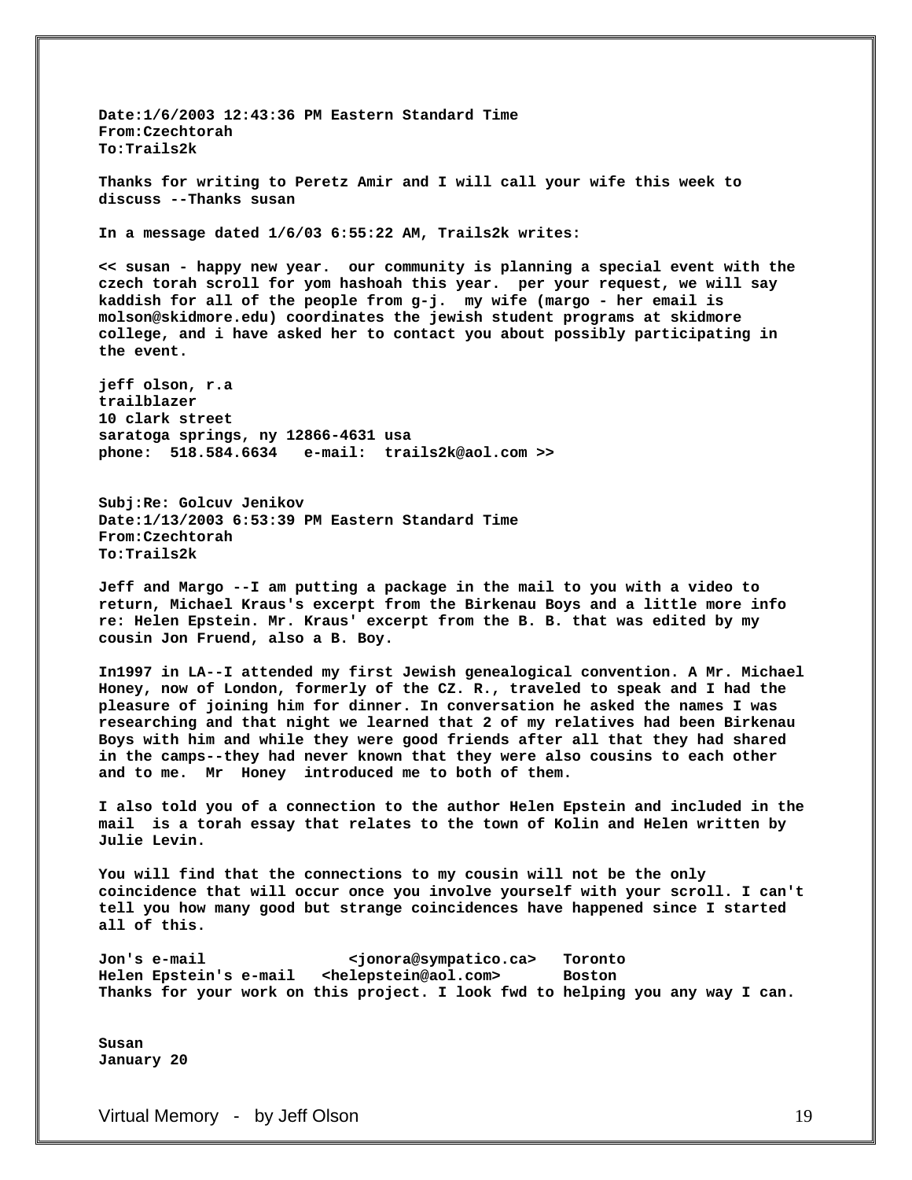**Date:1/6/2003 12:43:36 PM Eastern Standard Time**
**From:Czechtorah**
**To:Trails2k**

**Thanks for writing to Peretz Amir and I will call your wife this week to discuss --Thanks susan**

**In a message dated 1/6/03 6:55:22 AM, Trails2k writes:**

**<< susan - happy new year. our community is planning a special event with the czech torah scroll for yom hashoah this year. per your request, we will say kaddish for all of the people from g-j. my wife (margo - her email is molson@skidmore.edu) coordinates the jewish student programs at skidmore college, and i have asked her to contact you about possibly participating in the event.**

**jeff olson, r.a**
**trailblazer**
**10 clark street**
**saratoga springs, ny 12866-4631 usa**
**phone: 518.584.6634 e-mail: trails2k@aol.com >>**

**Subj:Re: Golcuv Jenikov**
**Date:1/13/2003 6:53:39 PM Eastern Standard Time**
**From:Czechtorah**
**To:Trails2k**

**Jeff and Margo --I am putting a package in the mail to you with a video to return, Michael Kraus's excerpt from the Birkenau Boys and a little more info re: Helen Epstein. Mr. Kraus' excerpt from the B. B. that was edited by my cousin Jon Fruend, also a B. Boy.**

**In1997 in LA--I attended my first Jewish genealogical convention. A Mr. Michael Honey, now of London, formerly of the CZ. R., traveled to speak and I had the pleasure of joining him for dinner. In conversation he asked the names I was researching and that night we learned that 2 of my relatives had been Birkenau Boys with him and while they were good friends after all that they had shared in the camps--they had never known that they were also cousins to each other and to me. Mr Honey introduced me to both of them.**

**I also told you of a connection to the author Helen Epstein and included in the mail is a torah essay that relates to the town of Kolin and Helen written by Julie Levin.**

**You will find that the connections to my cousin will not be the only coincidence that will occur once you involve yourself with your scroll. I can't tell you how many good but strange coincidences have happened since I started all of this.**

**Jon's e-mail <jonora@sympatico.ca> Toronto**
**Helen Epstein's e-mail <helepstein@aol.com> Boston**
**Thanks for your work on this project. I look fwd to helping you any way I can.**

**Susan**
**January 20**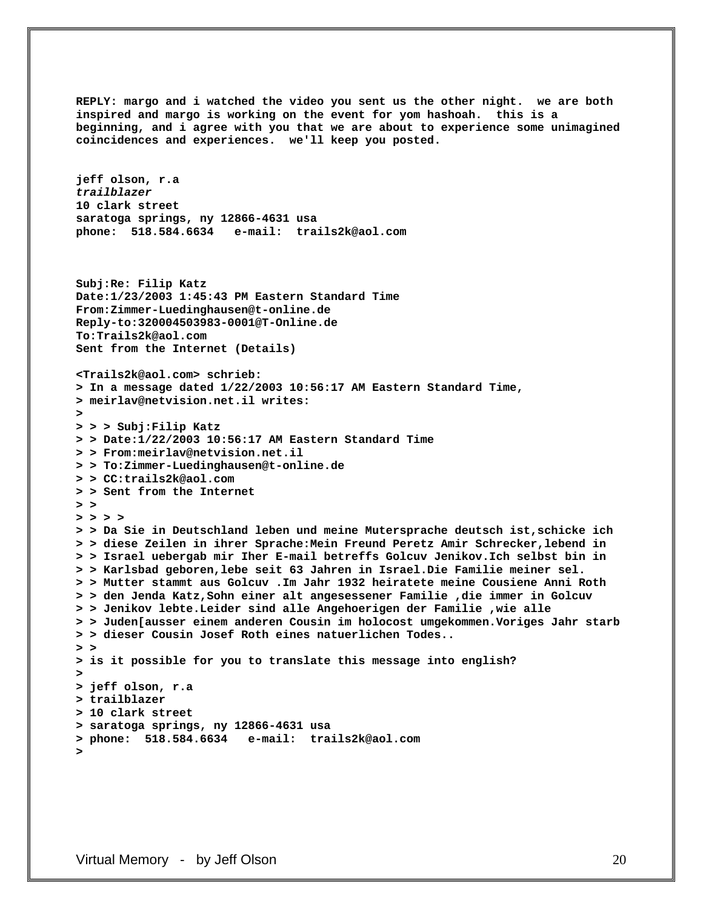**REPLY: margo and i watched the video you sent us the other night. we are both inspired and margo is working on the event for yom hashoah. this is a beginning, and i agree with you that we are about to experience some unimagined coincidences and experiences. we'll keep you posted.**

**jeff olson, r.a**
***trailblazer***
**10 clark street**
**saratoga springs, ny 12866-4631 usa**
**phone: 518.584.6634 e-mail: trails2k@aol.com**

```
Subj:Re: Filip Katz
Date:1/23/2003 1:45:43 PM Eastern Standard Time
From:Zimmer-Luedinghausen@t-online.de
Reply-to:320004503983-0001@T-Online.de
To:Trails2k@aol.com
Sent from the Internet (Details)

<Trails2k@aol.com> schrieb:
> In a message dated 1/22/2003 10:56:17 AM Eastern Standard Time,
> meirlav@netvision.net.il writes:
>
> > > Subj:Filip Katz
> > Date:1/22/2003 10:56:17 AM Eastern Standard Time
> > From:meirlav@netvision.net.il
> > To:Zimmer-Luedinghausen@t-online.de
> > CC:trails2k@aol.com
> > Sent from the Internet
> >
> > > >
> > Da Sie in Deutschland leben und meine Mutersprache deutsch ist,schicke ich
> > diese Zeilen in ihrer Sprache:Mein Freund Peretz Amir Schrecker,lebend in
> > Israel uebergab mir Iher E-mail betreffs Golcuv Jenikov.Ich selbst bin in
> > Karlsbad geboren,lebe seit 63 Jahren in Israel.Die Familie meiner sel.
> > Mutter stammt aus Golcuv .Im Jahr 1932 heiratete meine Cousiene Anni Roth
> > den Jenda Katz,Sohn einer alt angesessener Familie ,die immer in Golcuv
> > Jenikov lebte.Leider sind alle Angehoerigen der Familie ,wie alle
> > Juden[ausser einem anderen Cousin im holocost umgekommen.Voriges Jahr starb
> > dieser Cousin Josef Roth eines natuerlichen Todes..
> >
> is it possible for you to translate this message into english?
>
> jeff olson, r.a
> trailblazer
> 10 clark street
> saratoga springs, ny 12866-4631 usa
> phone: 518.584.6634 e-mail: trails2k@aol.com
>
```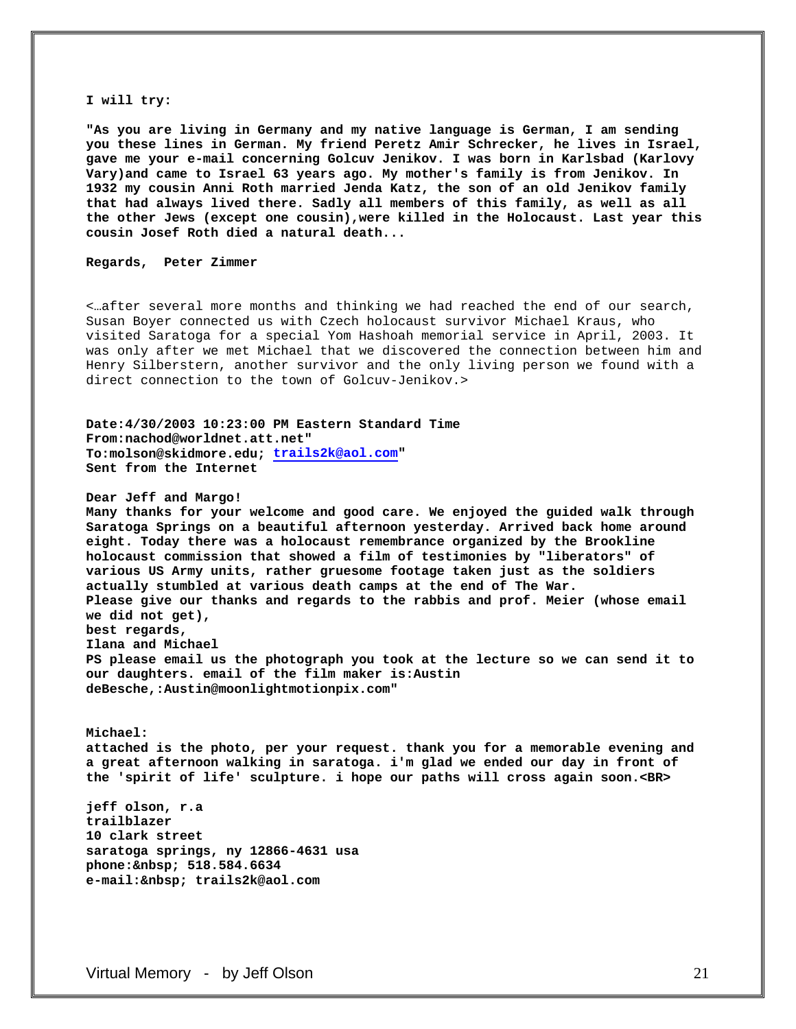**I will try:**

**"As you are living in Germany and my native language is German, I am sending you these lines in German. My friend Peretz Amir Schrecker, he lives in Israel, gave me your e-mail concerning Golcuv Jenikov. I was born in Karlsbad (Karlovy Vary)and came to Israel 63 years ago. My mother's family is from Jenikov. In 1932 my cousin Anni Roth married Jenda Katz, the son of an old Jenikov family that had always lived there. Sadly all members of this family, as well as all the other Jews (except one cousin),were killed in the Holocaust. Last year this cousin Josef Roth died a natural death...**

**Regards, Peter Zimmer**

<…after several more months and thinking we had reached the end of our search, Susan Boyer connected us with Czech holocaust survivor Michael Kraus, who visited Saratoga for a special Yom Hashoah memorial service in April, 2003. It was only after we met Michael that we discovered the connection between him and Henry Silberstern, another survivor and the only living person we found with a direct connection to the town of Golcuv-Jenikov.>

**Date:4/30/2003 10:23:00 PM Eastern Standard Time**
**From:nachod@worldnet.att.net"**
**To:molson@skidmore.edu; trails2k@aol.com"**
**Sent from the Internet**

**Dear Jeff and Margo!**
**Many thanks for your welcome and good care. We enjoyed the guided walk through Saratoga Springs on a beautiful afternoon yesterday. Arrived back home around eight. Today there was a holocaust remembrance organized by the Brookline holocaust commission that showed a film of testimonies by "liberators" of various US Army units, rather gruesome footage taken just as the soldiers actually stumbled at various death camps at the end of The War.**
**Please give our thanks and regards to the rabbis and prof. Meier (whose email we did not get),**
**best regards,**
**Ilana and Michael**
**PS please email us the photograph you took at the lecture so we can send it to our daughters. email of the film maker is:Austin deBesche,:Austin@moonlightmotionpix.com"**

**Michael:**
**attached is the photo, per your request. thank you for a memorable evening and a great afternoon walking in saratoga. i'm glad we ended our day in front of the 'spirit of life' sculpture. i hope our paths will cross again soon.<BR>**

**jeff olson, r.a**
**trailblazer**
**10 clark street**
**saratoga springs, ny 12866-4631 usa**
**phone:&nbsp; 518.584.6634**
**e-mail:&nbsp; trails2k@aol.com**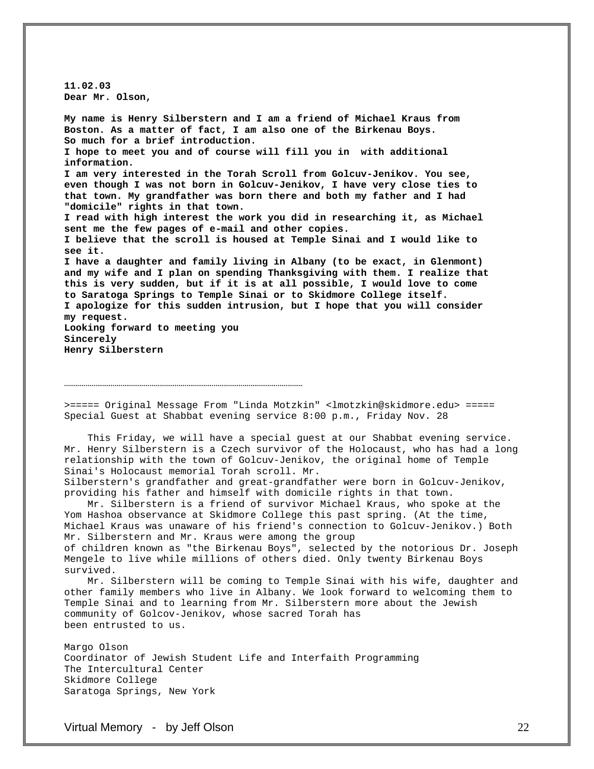**11.02.03**
**Dear Mr. Olson,**

**My name is Henry Silberstern and I am a friend of Michael Kraus from Boston. As a matter of fact, I am also one of the Birkenau Boys.**
**So much for a brief introduction.**
**I hope to meet you and of course will fill you in with additional information.**
**I am very interested in the Torah Scroll from Golcuv-Jenikov. You see, even though I was not born in Golcuv-Jenikov, I have very close ties to that town. My grandfather was born there and both my father and I had "domicile" rights in that town.**
**I read with high interest the work you did in researching it, as Michael sent me the few pages of e-mail and other copies.**
**I believe that the scroll is housed at Temple Sinai and I would like to see it.**
**I have a daughter and family living in Albany (to be exact, in Glenmont) and my wife and I plan on spending Thanksgiving with them. I realize that this is very sudden, but if it is at all possible, I would love to come to Saratoga Springs to Temple Sinai or to Skidmore College itself.**
**I apologize for this sudden intrusion, but I hope that you will consider my request.**
**Looking forward to meeting you**
**Sincerely**
**Henry Silberstern**

………………………………………………………………………………………………

>===== Original Message From "Linda Motzkin" <lmotzkin@skidmore.edu> =====
Special Guest at Shabbat evening service 8:00 p.m., Friday Nov. 28

This Friday, we will have a special guest at our Shabbat evening service. Mr. Henry Silberstern is a Czech survivor of the Holocaust, who has had a long relationship with the town of Golcuv-Jenikov, the original home of Temple Sinai's Holocaust memorial Torah scroll. Mr. Silberstern's grandfather and great-grandfather were born in Golcuv-Jenikov, providing his father and himself with domicile rights in that town.

Mr. Silberstern is a friend of survivor Michael Kraus, who spoke at the Yom Hashoa observance at Skidmore College this past spring. (At the time, Michael Kraus was unaware of his friend's connection to Golcuv-Jenikov.) Both Mr. Silberstern and Mr. Kraus were among the group of children known as "the Birkenau Boys", selected by the notorious Dr. Joseph Mengele to live while millions of others died. Only twenty Birkenau Boys survived.

Mr. Silberstern will be coming to Temple Sinai with his wife, daughter and other family members who live in Albany. We look forward to welcoming them to Temple Sinai and to learning from Mr. Silberstern more about the Jewish community of Golcov-Jenikov, whose sacred Torah has been entrusted to us.

Margo Olson
Coordinator of Jewish Student Life and Interfaith Programming
The Intercultural Center
Skidmore College
Saratoga Springs, New York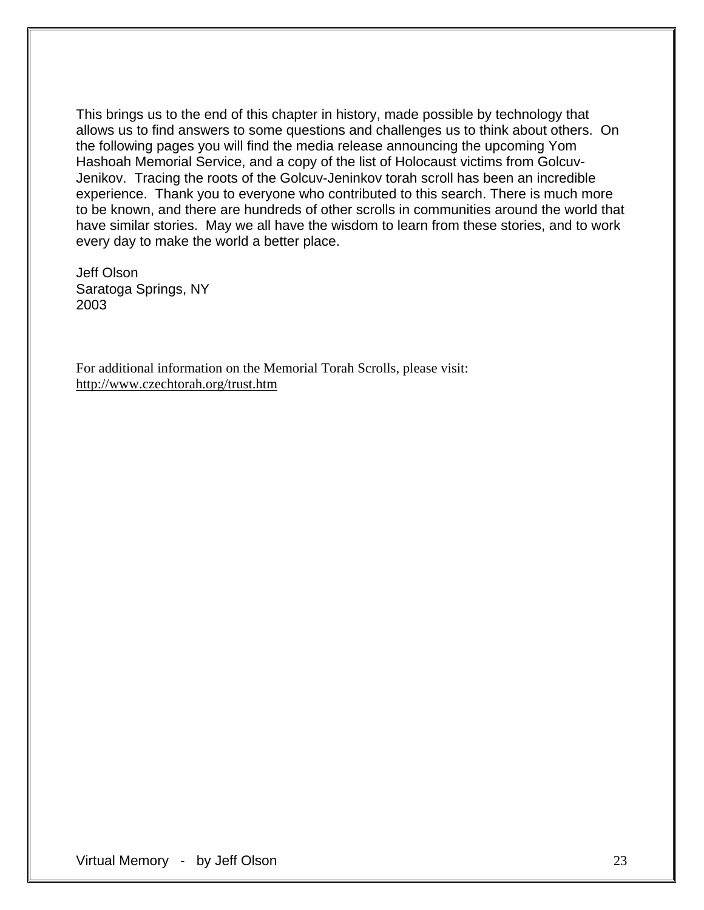This brings us to the end of this chapter in history, made possible by technology that allows us to find answers to some questions and challenges us to think about others. On the following pages you will find the media release announcing the upcoming Yom Hashoah Memorial Service, and a copy of the list of Holocaust victims from Golcuv-Jenikov. Tracing the roots of the Golcuv-Jeninkov torah scroll has been an incredible experience. Thank you to everyone who contributed to this search. There is much more to be known, and there are hundreds of other scrolls in communities around the world that have similar stories. May we all have the wisdom to learn from these stories, and to work every day to make the world a better place.

Jeff Olson
Saratoga Springs, NY
2003

For additional information on the Memorial Torah Scrolls, please visit:
http://www.czechtorah.org/trust.htm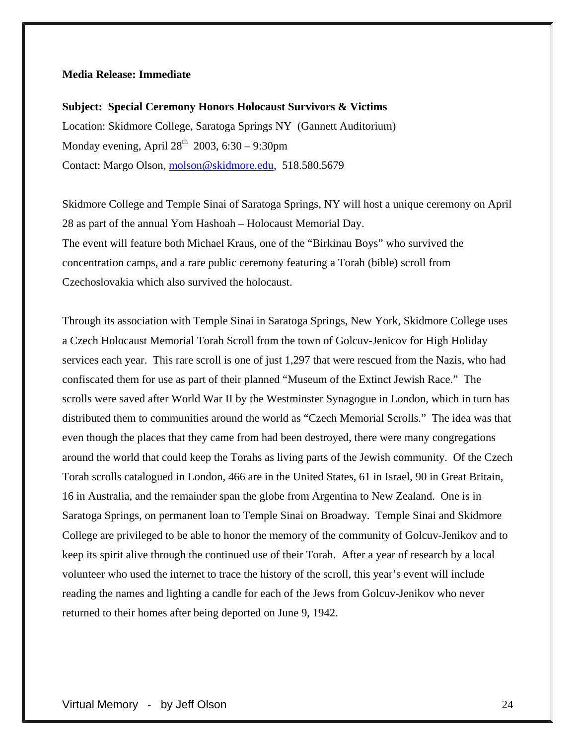**Media Release: Immediate**

**Subject: Special Ceremony Honors Holocaust Survivors & Victims**
Location: Skidmore College, Saratoga Springs NY (Gannett Auditorium)
Monday evening, April 28th 2003, 6:30 – 9:30pm
Contact: Margo Olson, molson@skidmore.edu, 518.580.5679

Skidmore College and Temple Sinai of Saratoga Springs, NY will host a unique ceremony on April 28 as part of the annual Yom Hashoah – Holocaust Memorial Day.
The event will feature both Michael Kraus, one of the "Birkinau Boys" who survived the concentration camps, and a rare public ceremony featuring a Torah (bible) scroll from Czechoslovakia which also survived the holocaust.

Through its association with Temple Sinai in Saratoga Springs, New York, Skidmore College uses a Czech Holocaust Memorial Torah Scroll from the town of Golcuv-Jenicov for High Holiday services each year. This rare scroll is one of just 1,297 that were rescued from the Nazis, who had confiscated them for use as part of their planned "Museum of the Extinct Jewish Race." The scrolls were saved after World War II by the Westminster Synagogue in London, which in turn has distributed them to communities around the world as "Czech Memorial Scrolls." The idea was that even though the places that they came from had been destroyed, there were many congregations around the world that could keep the Torahs as living parts of the Jewish community. Of the Czech Torah scrolls catalogued in London, 466 are in the United States, 61 in Israel, 90 in Great Britain, 16 in Australia, and the remainder span the globe from Argentina to New Zealand. One is in Saratoga Springs, on permanent loan to Temple Sinai on Broadway. Temple Sinai and Skidmore College are privileged to be able to honor the memory of the community of Golcuv-Jenikov and to keep its spirit alive through the continued use of their Torah. After a year of research by a local volunteer who used the internet to trace the history of the scroll, this year's event will include reading the names and lighting a candle for each of the Jews from Golcuv-Jenikov who never returned to their homes after being deported on June 9, 1942.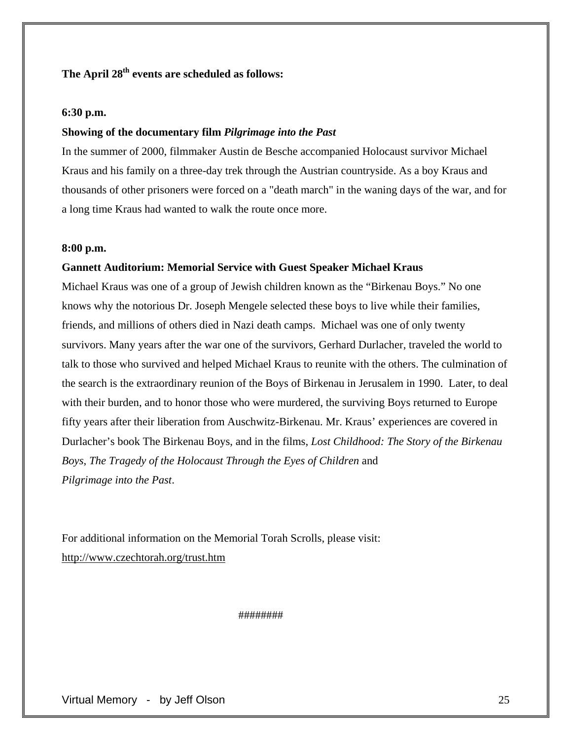**The April 28th events are scheduled as follows:**

**6:30 p.m.**

**Showing of the documentary film *Pilgrimage into the Past***

In the summer of 2000, filmmaker Austin de Besche accompanied Holocaust survivor Michael Kraus and his family on a three-day trek through the Austrian countryside. As a boy Kraus and thousands of other prisoners were forced on a "death march" in the waning days of the war, and for a long time Kraus had wanted to walk the route once more.

**8:00 p.m.**

**Gannett Auditorium: Memorial Service with Guest Speaker Michael Kraus**

Michael Kraus was one of a group of Jewish children known as the "Birkenau Boys." No one knows why the notorious Dr. Joseph Mengele selected these boys to live while their families, friends, and millions of others died in Nazi death camps. Michael was one of only twenty survivors. Many years after the war one of the survivors, Gerhard Durlacher, traveled the world to talk to those who survived and helped Michael Kraus to reunite with the others. The culmination of the search is the extraordinary reunion of the Boys of Birkenau in Jerusalem in 1990. Later, to deal with their burden, and to honor those who were murdered, the surviving Boys returned to Europe fifty years after their liberation from Auschwitz-Birkenau. Mr. Kraus' experiences are covered in Durlacher's book The Birkenau Boys, and in the films, *Lost Childhood: The Story of the Birkenau Boys*, *The Tragedy of the Holocaust Through the Eyes of Children* and *Pilgrimage into the Past*.

For additional information on the Memorial Torah Scrolls, please visit:
http://www.czechtorah.org/trust.htm

########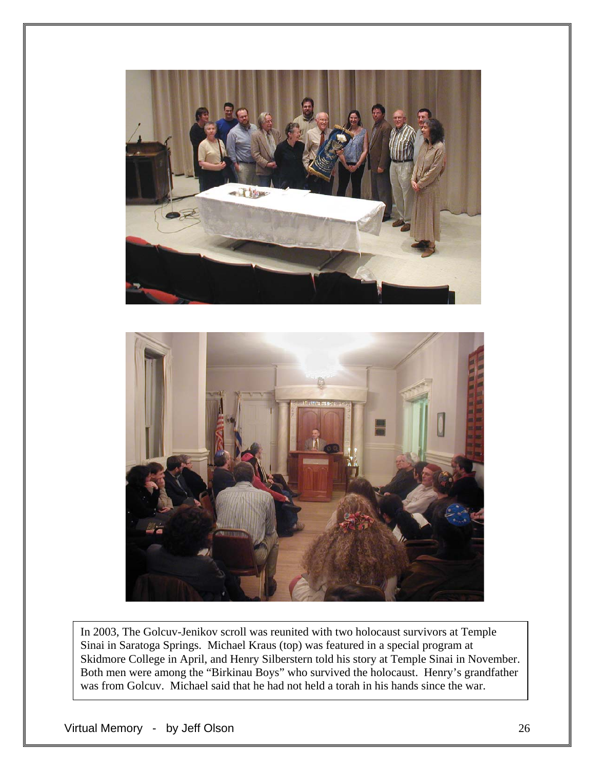In 2003, The Golcuv-Jenikov scroll was reunited with two holocaust survivors at Temple Sinai in Saratoga Springs. Michael Kraus (top) was featured in a special program at Skidmore College in April, and Henry Silberstern told his story at Temple Sinai in November. Both men were among the "Birkinau Boys" who survived the holocaust. Henry's grandfather was from Golcuv. Michael said that he had not held a torah in his hands since the war.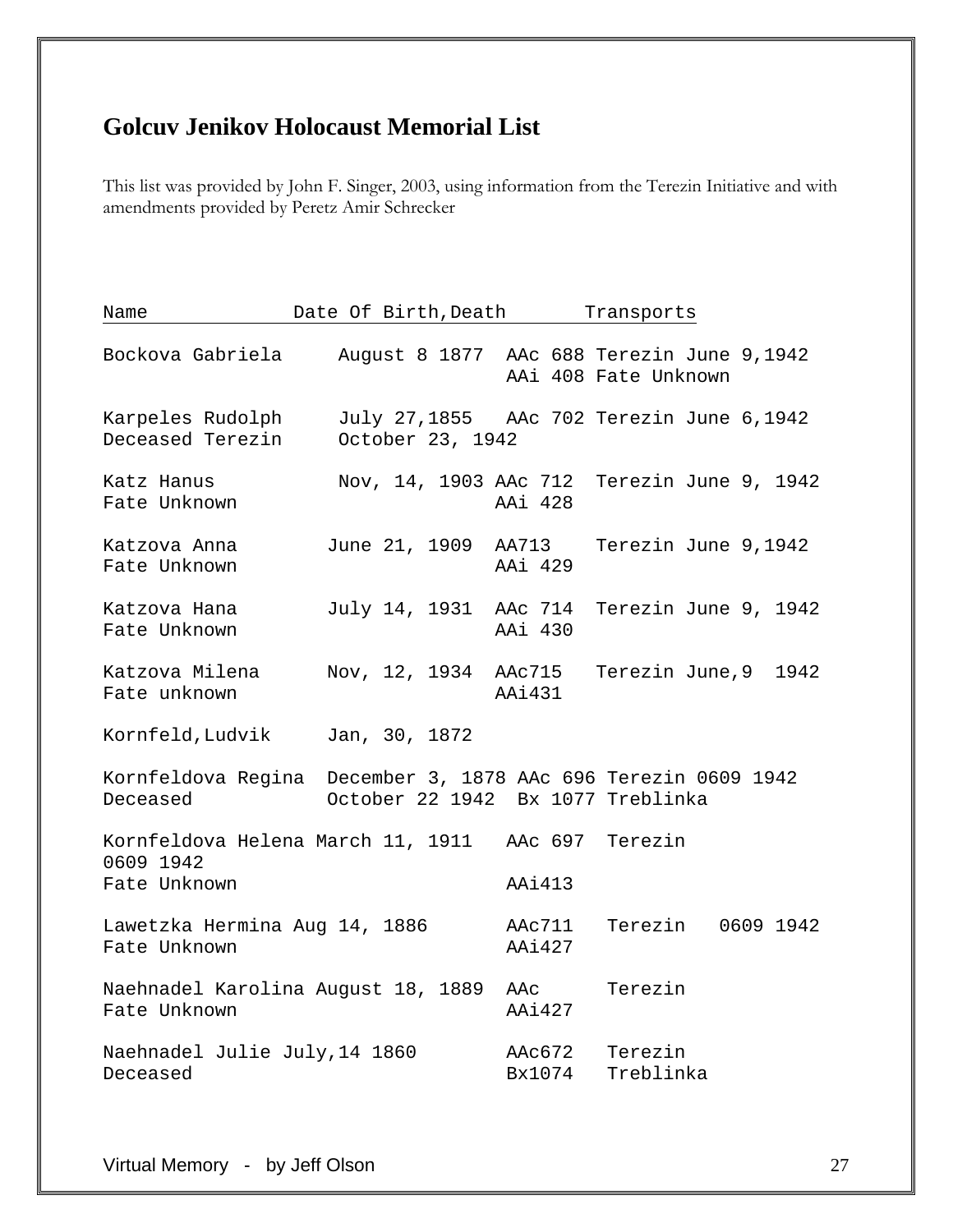## Golcuv Jenikov Holocaust Memorial List

This list was provided by John F. Singer, 2003, using information from the Terezin Initiative and with amendments provided by Peretz Amir Schrecker

```
Name             Date Of Birth,Death       Transports

Bockova Gabriela     August 8 1877  AAc 688 Terezin June 9,1942
                                    AAi 408 Fate Unknown

Karpeles Rudolph     July 27,1855   AAc 702 Terezin June 6,1942
Deceased Terezin     October 23, 1942

Katz Hanus           Nov, 14, 1903 AAc 712  Terezin June 9, 1942
Fate Unknown                       AAi 428

Katzova Anna        June 21, 1909  AA713    Terezin June 9,1942
Fate Unknown                       AAi 429

Katzova Hana        July 14, 1931  AAc 714  Terezin June 9, 1942
Fate Unknown                       AAi 430

Katzova Milena      Nov, 12, 1934  AAc715   Terezin June,9  1942
Fate unknown                       AAi431

Kornfeld,Ludvik     Jan, 30, 1872

Kornfeldova Regina  December 3, 1878 AAc 696 Terezin 0609 1942
Deceased            October 22 1942  Bx 1077 Treblinka

Kornfeldova Helena March 11, 1911   AAc 697  Terezin
0609 1942
Fate Unknown                        AAi413

Lawetzka Hermina Aug 14, 1886       AAc711   Terezin   0609 1942
Fate Unknown                        AAi427

Naehnadel Karolina August 18, 1889  AAc      Terezin
Fate Unknown                        AAi427

Naehnadel Julie July,14 1860        AAc672   Terezin
Deceased                            Bx1074   Treblinka
```

Virtual Memory - by Jeff Olson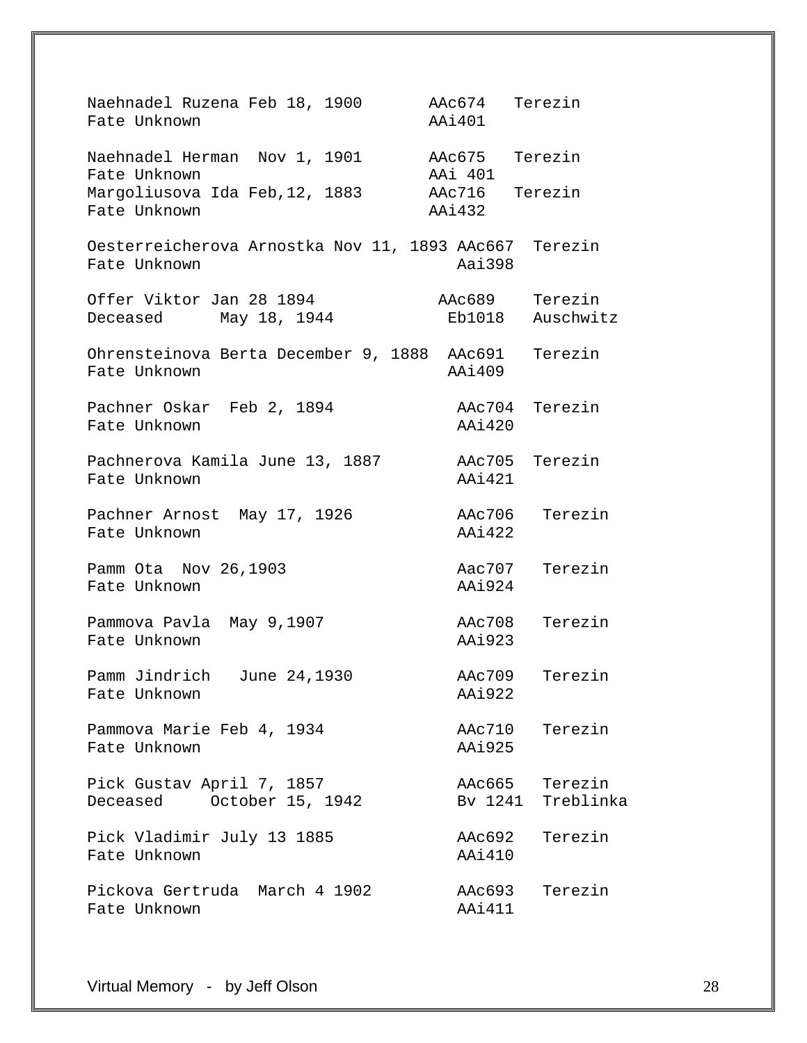```
Naehnadel Ruzena Feb 18, 1900       AAc674   Terezin
Fate Unknown                        AAi401

Naehnadel Herman  Nov 1, 1901       AAc675   Terezin
Fate Unknown                        AAi 401
Margoliusova Ida Feb,12, 1883       AAc716   Terezin
Fate Unknown                        AAi432

Oesterreicherova Arnostka Nov 11, 1893 AAc667  Terezin
Fate Unknown                           Aai398

Offer Viktor Jan 28 1894             AAc689    Terezin
Deceased      May 18, 1944            Eb1018   Auschwitz

Ohrensteinova Berta December 9, 1888  AAc691   Terezin
Fate Unknown                          AAi409

Pachner Oskar  Feb 2, 1894             AAc704  Terezin
Fate Unknown                           AAi420

Pachnerova Kamila June 13, 1887        AAc705  Terezin
Fate Unknown                           AAi421

Pachner Arnost  May 17, 1926           AAc706   Terezin
Fate Unknown                           AAi422

Pamm Ota  Nov 26,1903                  Aac707   Terezin
Fate Unknown                           AAi924

Pammova Pavla  May 9,1907              AAc708   Terezin
Fate Unknown                           AAi923

Pamm Jindrich   June 24,1930           AAc709   Terezin
Fate Unknown                           AAi922

Pammova Marie Feb 4, 1934              AAc710   Terezin
Fate Unknown                           AAi925

Pick Gustav April 7, 1857              AAc665   Terezin
Deceased     October 15, 1942          Bv 1241  Treblinka

Pick Vladimir July 13 1885             AAc692   Terezin
Fate Unknown                           AAi410

Pickova Gertruda  March 4 1902         AAc693   Terezin
Fate Unknown                           AAi411
```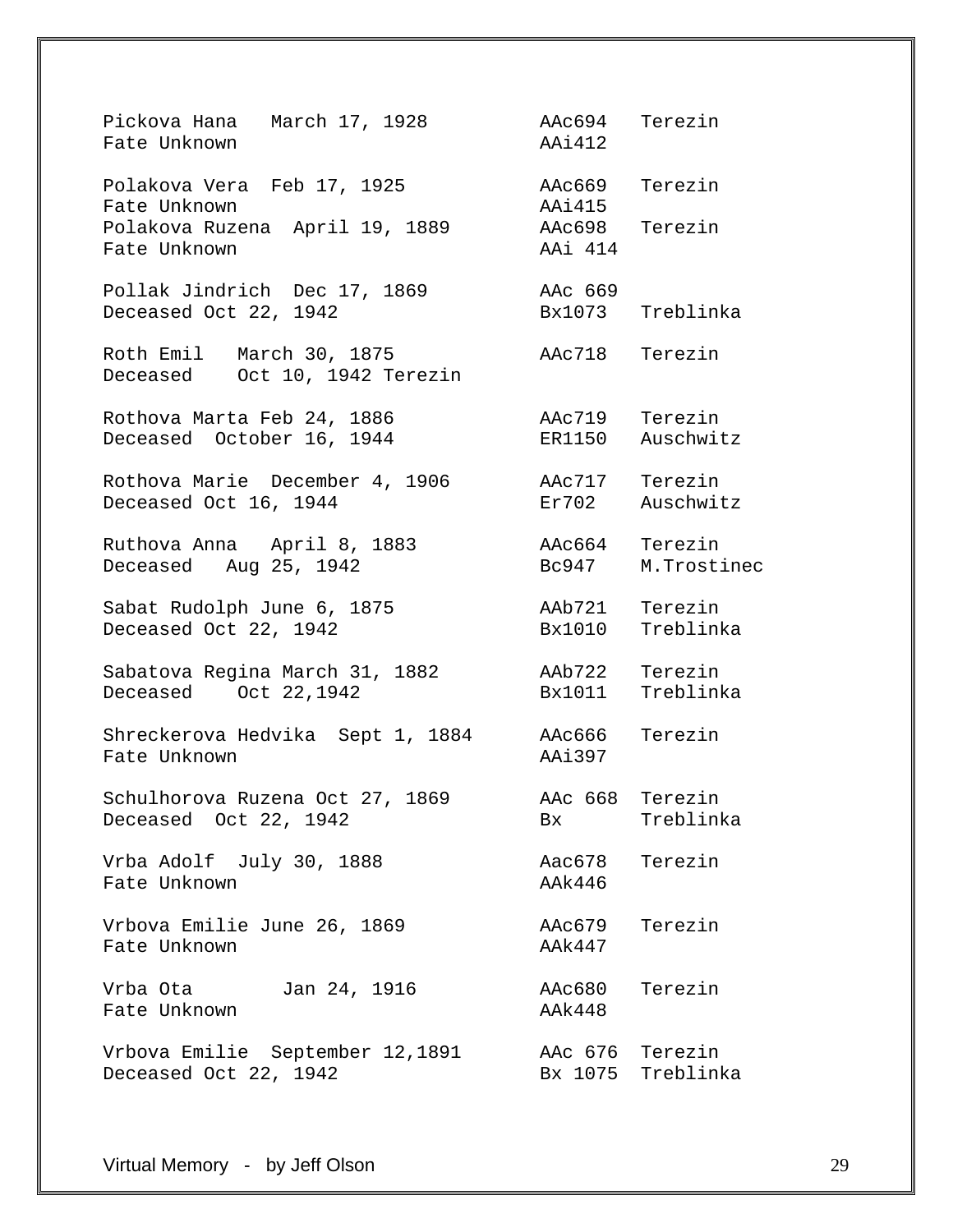```
Pickova Hana   March 17, 1928         AAc694   Terezin
Fate Unknown                          AAi412

Polakova Vera  Feb 17, 1925           AAc669   Terezin
Fate Unknown                          AAi415
Polakova Ruzena  April 19, 1889       AAc698   Terezin
Fate Unknown                          AAi 414

Pollak Jindrich  Dec 17, 1869         AAc 669
Deceased Oct 22, 1942                 Bx1073   Treblinka

Roth Emil   March 30, 1875            AAc718   Terezin
Deceased    Oct 10, 1942 Terezin

Rothova Marta Feb 24, 1886            AAc719   Terezin
Deceased  October 16, 1944            ER1150   Auschwitz

Rothova Marie  December 4, 1906       AAc717   Terezin
Deceased Oct 16, 1944                 Er702    Auschwitz

Ruthova Anna   April 8, 1883          AAc664   Terezin
Deceased   Aug 25, 1942               Bc947    M.Trostinec

Sabat Rudolph June 6, 1875            AAb721   Terezin
Deceased Oct 22, 1942                 Bx1010   Treblinka

Sabatova Regina March 31, 1882        AAb722   Terezin
Deceased    Oct 22,1942               Bx1011   Treblinka

Shreckerova Hedvika  Sept 1, 1884     AAc666   Terezin
Fate Unknown                          AAi397

Schulhorova Ruzena Oct 27, 1869       AAc 668  Terezin
Deceased  Oct 22, 1942                Bx       Treblinka

Vrba Adolf  July 30, 1888             Aac678   Terezin
Fate Unknown                          AAk446

Vrbova Emilie June 26, 1869           AAc679   Terezin
Fate Unknown                          AAk447

Vrba Ota        Jan 24, 1916          AAc680   Terezin
Fate Unknown                          AAk448

Vrbova Emilie  September 12,1891      AAc 676  Terezin
Deceased Oct 22, 1942                 Bx 1075  Treblinka
```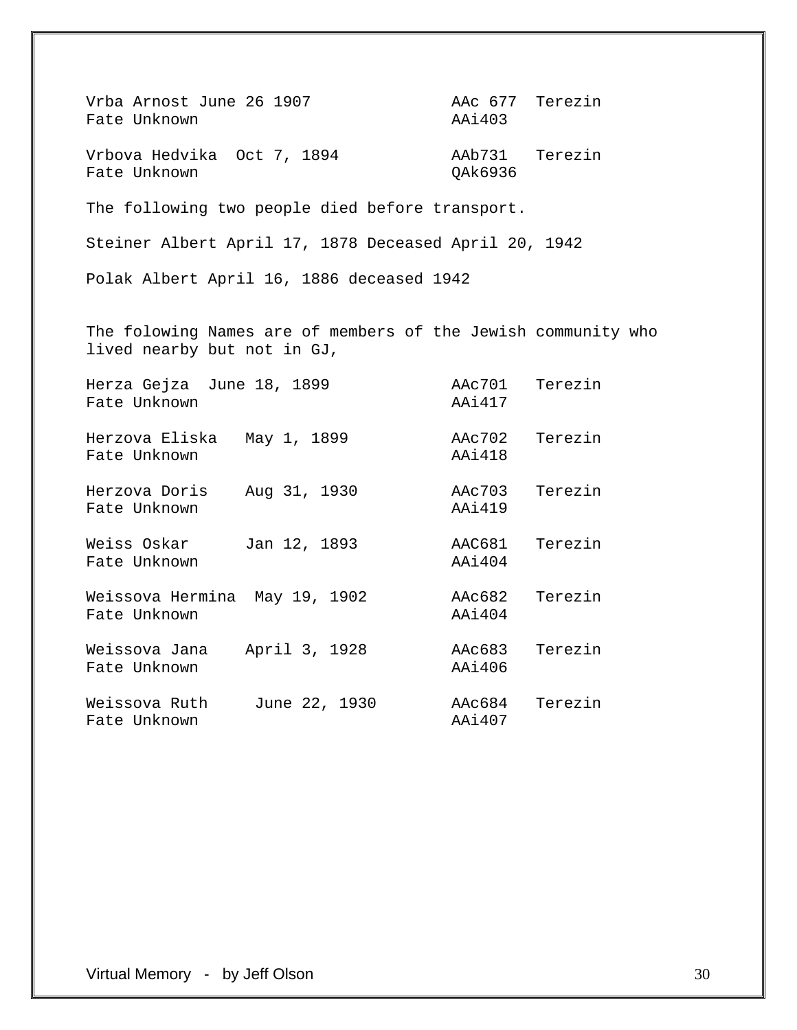Vrba Arnost June 26 1907 AAc 677 Terezin
Fate Unknown AAi403

Vrbova Hedvika Oct 7, 1894 AAb731 Terezin
Fate Unknown QAk6936

The following two people died before transport.

Steiner Albert April 17, 1878 Deceased April 20, 1942

Polak Albert April 16, 1886 deceased 1942

The folowing Names are of members of the Jewish community who lived nearby but not in GJ,

Herza Gejza June 18, 1899 AAc701 Terezin
Fate Unknown AAi417

Herzova Eliska May 1, 1899 AAc702 Terezin
Fate Unknown AAi418

Herzova Doris Aug 31, 1930 AAc703 Terezin
Fate Unknown AAi419

Weiss Oskar Jan 12, 1893 AAC681 Terezin
Fate Unknown AAi404

Weissova Hermina May 19, 1902 AAc682 Terezin
Fate Unknown AAi404

Weissova Jana April 3, 1928 AAc683 Terezin
Fate Unknown AAi406

Weissova Ruth June 22, 1930 AAc684 Terezin
Fate Unknown AAi407